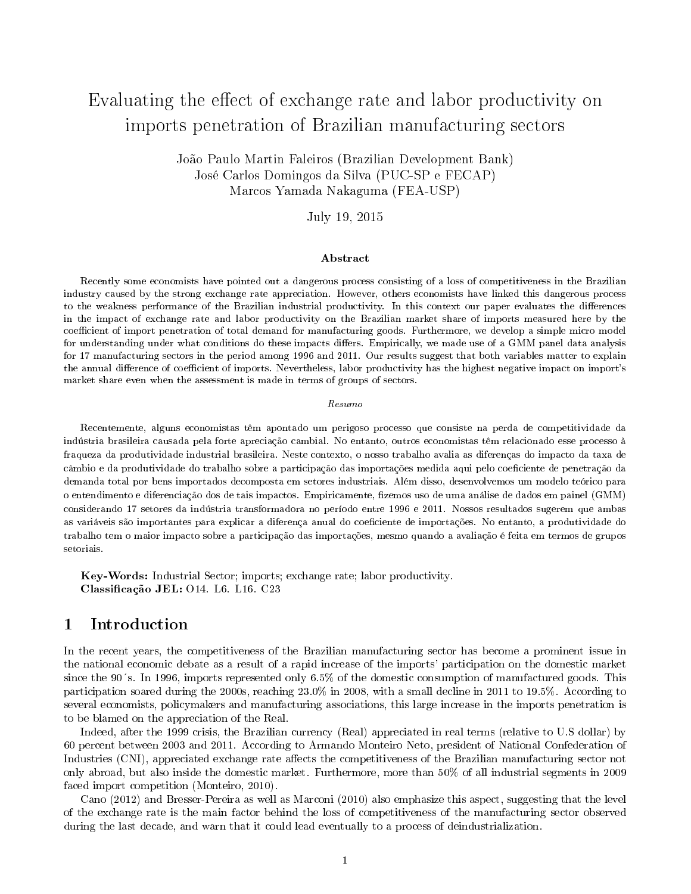# Evaluating the effect of exchange rate and labor productivity on imports penetration of Brazilian manufacturing sectors

João Paulo Martin Faleiros (Brazilian Development Bank)
José Carlos Domingos da Silva (PUC-SP e FECAP)
Marcos Yamada Nakaguma (FEA-USP)

July 19, 2015

### Abstract

Recently some economists have pointed out a dangerous process consisting of a loss of competitiveness in the Brazilian industry caused by the strong exchange rate appreciation. However, others economists have linked this dangerous process to the weakness performance of the Brazilian industrial productivity. In this context our paper evaluates the differences in the impact of exchange rate and labor productivity on the Brazilian market share of imports measured here by the coefficient of import penetration of total demand for manufacturing goods. Furthermore, we develop a simple micro model for understanding under what conditions do these impacts differs. Empirically, we made use of a GMM panel data analysis for 17 manufacturing sectors in the period among 1996 and 2011. Our results suggest that both variables matter to explain the annual difference of coefficient of imports. Nevertheless, labor productivity has the highest negative impact on import's market share even when the assessment is made in terms of groups of sectors.

*Resumo*

Recentemente, alguns economistas têm apontado um perigoso processo que consiste na perda de competitividade da indústria brasileira causada pela forte apreciação cambial. No entanto, outros economistas têm relacionado esse processo à fraqueza da produtividade industrial brasileira. Neste contexto, o nosso trabalho avalia as diferenças do impacto da taxa de câmbio e da produtividade do trabalho sobre a participação das importações medida aqui pelo coeficiente de penetração da demanda total por bens importados decomposta em setores industriais. Além disso, desenvolvemos um modelo teórico para o entendimento e diferenciação dos de tais impactos. Empiricamente, fizemos uso de uma análise de dados em painel (GMM) considerando 17 setores da indústria transformadora no período entre 1996 e 2011. Nossos resultados sugerem que ambas as variáveis são importantes para explicar a diferença anual do coeficiente de importações. No entanto, a produtividade do trabalho tem o maior impacto sobre a participação das importações, mesmo quando a avaliação é feita em termos de grupos setoriais.

**Key-Words:** Industrial Sector; imports; exchange rate; labor productivity.
**Classificação JEL:** O14. L6. L16. C23

## 1 Introduction

In the recent years, the competitiveness of the Brazilian manufacturing sector has become a prominent issue in the national economic debate as a result of a rapid increase of the imports' participation on the domestic market since the 90´s. In 1996, imports represented only 6.5% of the domestic consumption of manufactured goods. This participation soared during the 2000s, reaching 23.0% in 2008, with a small decline in 2011 to 19.5%. According to several economists, policymakers and manufacturing associations, this large increase in the imports penetration is to be blamed on the appreciation of the Real.

Indeed, after the 1999 crisis, the Brazilian currency (Real) appreciated in real terms (relative to U.S dollar) by 60 percent between 2003 and 2011. According to Armando Monteiro Neto, president of National Confederation of Industries (CNI), appreciated exchange rate affects the competitiveness of the Brazilian manufacturing sector not only abroad, but also inside the domestic market. Furthermore, more than 50% of all industrial segments in 2009 faced import competition (Monteiro, 2010).

Cano (2012) and Bresser-Pereira as well as Marconi (2010) also emphasize this aspect, suggesting that the level of the exchange rate is the main factor behind the loss of competitiveness of the manufacturing sector observed during the last decade, and warn that it could lead eventually to a process of deindustrialization.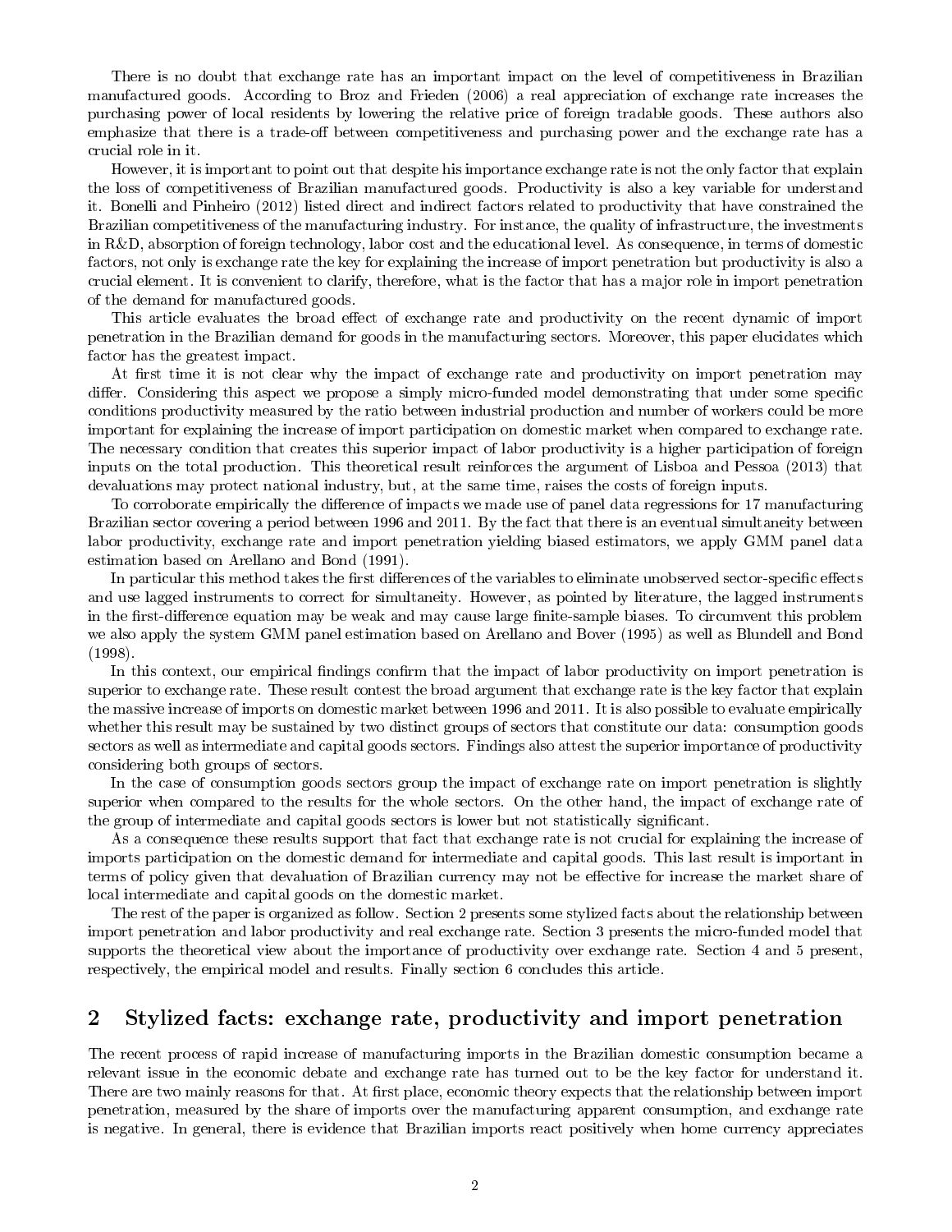There is no doubt that exchange rate has an important impact on the level of competitiveness in Brazilian manufactured goods. According to Broz and Frieden (2006) a real appreciation of exchange rate increases the purchasing power of local residents by lowering the relative price of foreign tradable goods. These authors also emphasize that there is a trade-off between competitiveness and purchasing power and the exchange rate has a crucial role in it.

However, it is important to point out that despite his importance exchange rate is not the only factor that explain the loss of competitiveness of Brazilian manufactured goods. Productivity is also a key variable for understand it. Bonelli and Pinheiro (2012) listed direct and indirect factors related to productivity that have constrained the Brazilian competitiveness of the manufacturing industry. For instance, the quality of infrastructure, the investments in R&D, absorption of foreign technology, labor cost and the educational level. As consequence, in terms of domestic factors, not only is exchange rate the key for explaining the increase of import penetration but productivity is also a crucial element. It is convenient to clarify, therefore, what is the factor that has a major role in import penetration of the demand for manufactured goods.

This article evaluates the broad effect of exchange rate and productivity on the recent dynamic of import penetration in the Brazilian demand for goods in the manufacturing sectors. Moreover, this paper elucidates which factor has the greatest impact.

At first time it is not clear why the impact of exchange rate and productivity on import penetration may differ. Considering this aspect we propose a simply micro-funded model demonstrating that under some specific conditions productivity measured by the ratio between industrial production and number of workers could be more important for explaining the increase of import participation on domestic market when compared to exchange rate. The necessary condition that creates this superior impact of labor productivity is a higher participation of foreign inputs on the total production. This theoretical result reinforces the argument of Lisboa and Pessoa (2013) that devaluations may protect national industry, but, at the same time, raises the costs of foreign inputs.

To corroborate empirically the difference of impacts we made use of panel data regressions for 17 manufacturing Brazilian sector covering a period between 1996 and 2011. By the fact that there is an eventual simultaneity between labor productivity, exchange rate and import penetration yielding biased estimators, we apply GMM panel data estimation based on Arellano and Bond (1991).

In particular this method takes the first differences of the variables to eliminate unobserved sector-specific effects and use lagged instruments to correct for simultaneity. However, as pointed by literature, the lagged instruments in the first-difference equation may be weak and may cause large finite-sample biases. To circumvent this problem we also apply the system GMM panel estimation based on Arellano and Bover (1995) as well as Blundell and Bond (1998).

In this context, our empirical findings confirm that the impact of labor productivity on import penetration is superior to exchange rate. These result contest the broad argument that exchange rate is the key factor that explain the massive increase of imports on domestic market between 1996 and 2011. It is also possible to evaluate empirically whether this result may be sustained by two distinct groups of sectors that constitute our data: consumption goods sectors as well as intermediate and capital goods sectors. Findings also attest the superior importance of productivity considering both groups of sectors.

In the case of consumption goods sectors group the impact of exchange rate on import penetration is slightly superior when compared to the results for the whole sectors. On the other hand, the impact of exchange rate of the group of intermediate and capital goods sectors is lower but not statistically significant.

As a consequence these results support that fact that exchange rate is not crucial for explaining the increase of imports participation on the domestic demand for intermediate and capital goods. This last result is important in terms of policy given that devaluation of Brazilian currency may not be effective for increase the market share of local intermediate and capital goods on the domestic market.

The rest of the paper is organized as follow. Section 2 presents some stylized facts about the relationship between import penetration and labor productivity and real exchange rate. Section 3 presents the micro-funded model that supports the theoretical view about the importance of productivity over exchange rate. Section 4 and 5 present, respectively, the empirical model and results. Finally section 6 concludes this article.

## 2 Stylized facts: exchange rate, productivity and import penetration

The recent process of rapid increase of manufacturing imports in the Brazilian domestic consumption became a relevant issue in the economic debate and exchange rate has turned out to be the key factor for understand it. There are two mainly reasons for that. At first place, economic theory expects that the relationship between import penetration, measured by the share of imports over the manufacturing apparent consumption, and exchange rate is negative. In general, there is evidence that Brazilian imports react positively when home currency appreciates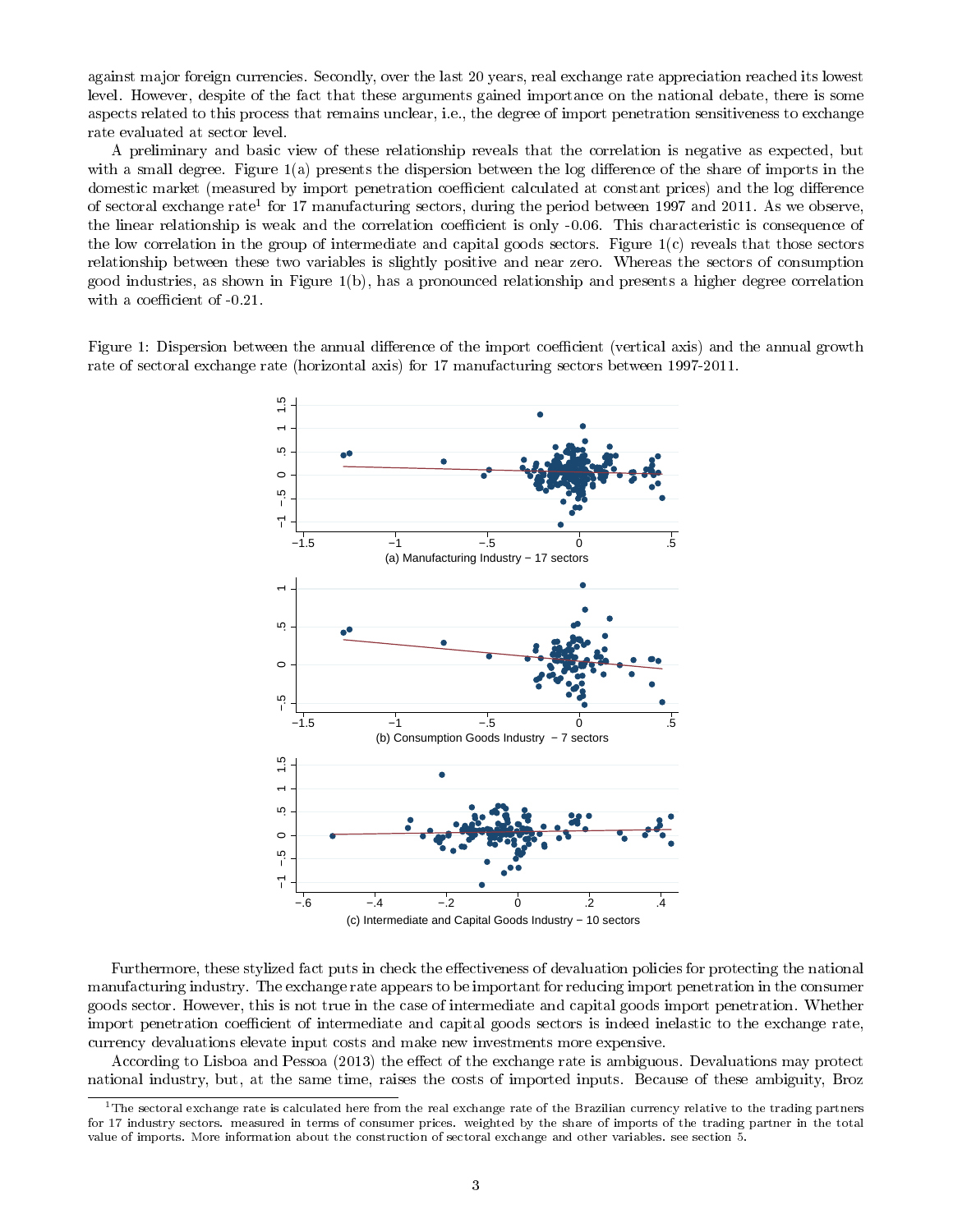against major foreign currencies. Secondly, over the last 20 years, real exchange rate appreciation reached its lowest level. However, despite of the fact that these arguments gained importance on the national debate, there is some aspects related to this process that remains unclear, i.e., the degree of import penetration sensitiveness to exchange rate evaluated at sector level.

A preliminary and basic view of these relationship reveals that the correlation is negative as expected, but with a small degree. Figure 1(a) presents the dispersion between the log difference of the share of imports in the domestic market (measured by import penetration coefficient calculated at constant prices) and the log difference of sectoral exchange rate[1] for 17 manufacturing sectors, during the period between 1997 and 2011. As we observe, the linear relationship is weak and the correlation coefficient is only -0.06. This characteristic is consequence of the low correlation in the group of intermediate and capital goods sectors. Figure 1(c) reveals that those sectors relationship between these two variables is slightly positive and near zero. Whereas the sectors of consumption good industries, as shown in Figure 1(b), has a pronounced relationship and presents a higher degree correlation with a coefficient of -0.21.

Figure 1: Dispersion between the annual difference of the import coefficient (vertical axis) and the annual growth rate of sectoral exchange rate (horizontal axis) for 17 manufacturing sectors between 1997-2011.

1.5
1
.5
0
-.5
-1
-1.5 -1 -.5 0 .5
(a) Manufacturing Industry − 17 sectors

1
.5
0
-.5
-1.5 -1 -.5 0 .5
(b) Consumption Goods Industry − 7 sectors

1.5
1
.5
0
-.5
-1
-.6 -.4 -.2 0 .2 .4
(c) Intermediate and Capital Goods Industry − 10 sectors

Furthermore, these stylized fact puts in check the effectiveness of devaluation policies for protecting the national manufacturing industry. The exchange rate appears to be important for reducing import penetration in the consumer goods sector. However, this is not true in the case of intermediate and capital goods import penetration. Whether import penetration coefficient of intermediate and capital goods sectors is indeed inelastic to the exchange rate, currency devaluations elevate input costs and make new investments more expensive.

According to Lisboa and Pessoa (2013) the effect of the exchange rate is ambiguous. Devaluations may protect national industry, but, at the same time, raises the costs of imported inputs. Because of these ambiguity, Broz

[1] The sectoral exchange rate is calculated here from the real exchange rate of the Brazilian currency relative to the trading partners for 17 industry sectors. measured in terms of consumer prices. weighted by the share of imports of the trading partner in the total value of imports. More information about the construction of sectoral exchange and other variables. see section 5.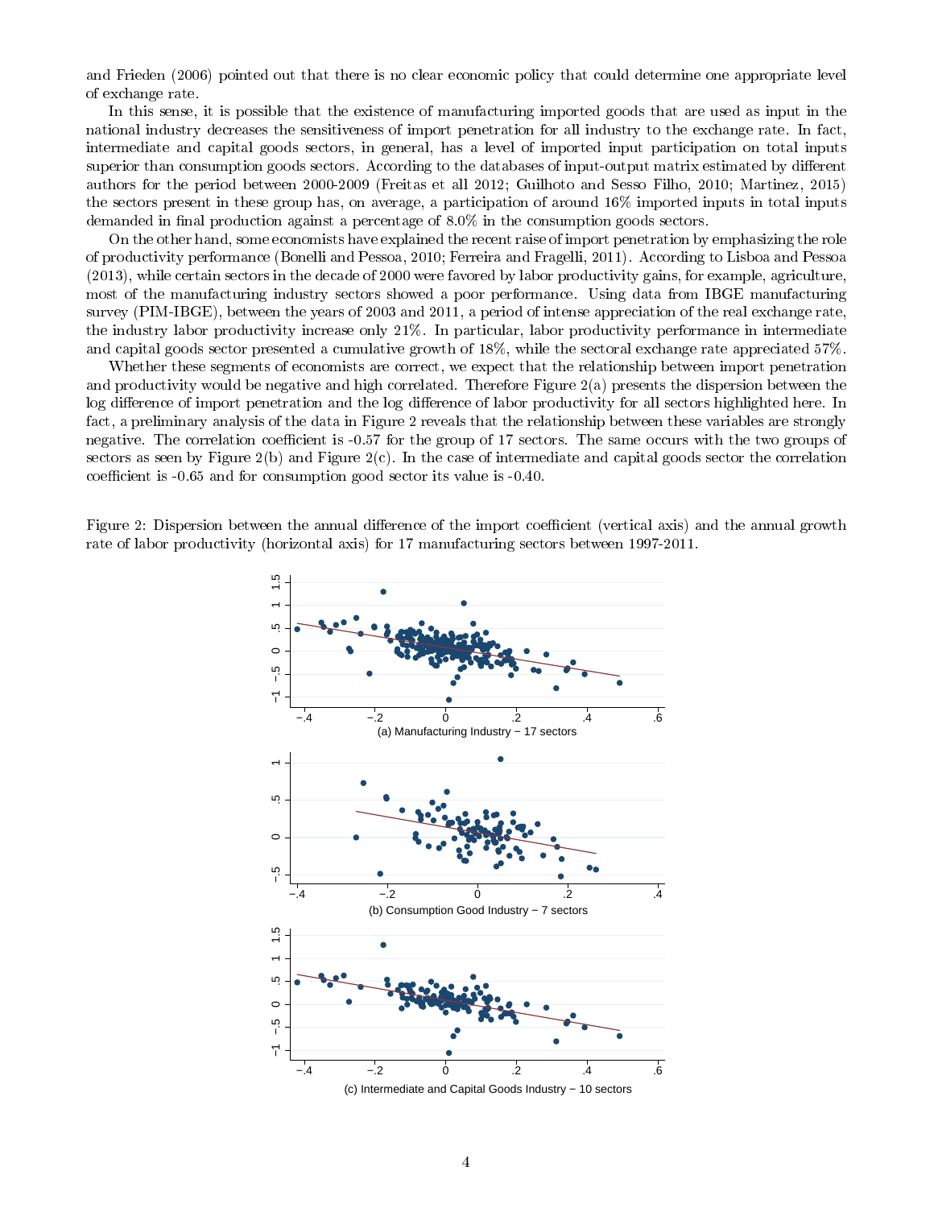and Frieden (2006) pointed out that there is no clear economic policy that could determine one appropriate level of exchange rate.

In this sense, it is possible that the existence of manufacturing imported goods that are used as input in the national industry decreases the sensitiveness of import penetration for all industry to the exchange rate. In fact, intermediate and capital goods sectors, in general, has a level of imported input participation on total inputs superior than consumption goods sectors. According to the databases of input-output matrix estimated by different authors for the period between 2000-2009 (Freitas et all 2012; Guilhoto and Sesso Filho, 2010; Martinez, 2015) the sectors present in these group has, on average, a participation of around 16% imported inputs in total inputs demanded in final production against a percentage of 8.0% in the consumption goods sectors.

On the other hand, some economists have explained the recent raise of import penetration by emphasizing the role of productivity performance (Bonelli and Pessoa, 2010; Ferreira and Fragelli, 2011). According to Lisboa and Pessoa (2013), while certain sectors in the decade of 2000 were favored by labor productivity gains, for example, agriculture, most of the manufacturing industry sectors showed a poor performance. Using data from IBGE manufacturing survey (PIM-IBGE), between the years of 2003 and 2011, a period of intense appreciation of the real exchange rate, the industry labor productivity increase only 21%. In particular, labor productivity performance in intermediate and capital goods sector presented a cumulative growth of 18%, while the sectoral exchange rate appreciated 57%.

Whether these segments of economists are correct, we expect that the relationship between import penetration and productivity would be negative and high correlated. Therefore Figure 2(a) presents the dispersion between the log difference of import penetration and the log difference of labor productivity for all sectors highlighted here. In fact, a preliminary analysis of the data in Figure 2 reveals that the relationship between these variables are strongly negative. The correlation coefficient is -0.57 for the group of 17 sectors. The same occurs with the two groups of sectors as seen by Figure 2(b) and Figure 2(c). In the case of intermediate and capital goods sector the correlation coefficient is -0.65 and for consumption good sector its value is -0.40.

Figure 2: Dispersion between the annual difference of the import coefficient (vertical axis) and the annual growth rate of labor productivity (horizontal axis) for 17 manufacturing sectors between 1997-2011.

-1 -.5 0 .5 1 1.5
-.4 -.2 0 .2 .4 .6
(a) Manufacturing Industry − 17 sectors

-.5 0 .5 1
-.4 -.2 0 .2 .4
(b) Consumption Good Industry − 7 sectors

-1 -.5 0 .5 1 1.5
-.4 -.2 0 .2 .4 .6
(c) Intermediate and Capital Goods Industry − 10 sectors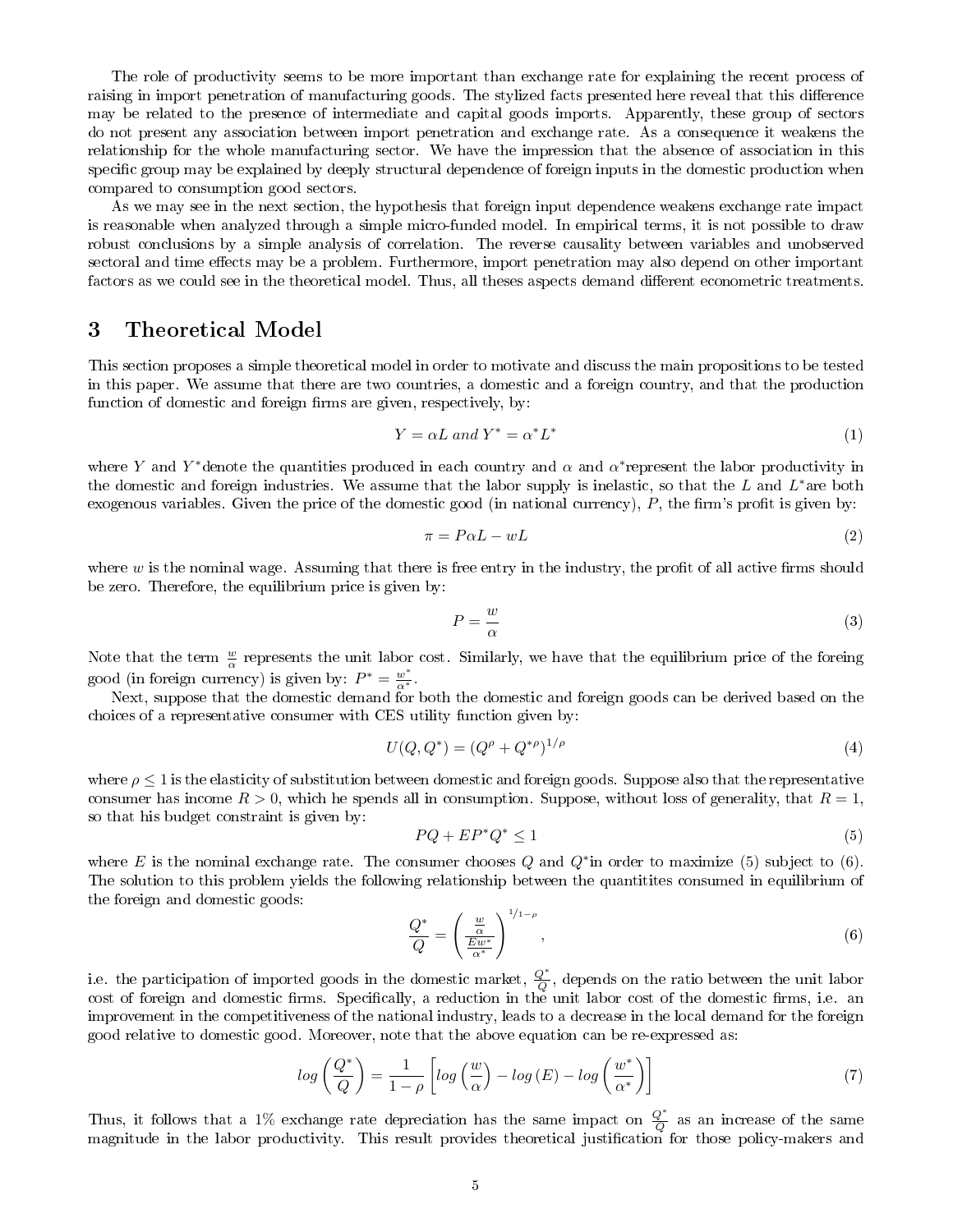The role of productivity seems to be more important than exchange rate for explaining the recent process of raising in import penetration of manufacturing goods. The stylized facts presented here reveal that this difference may be related to the presence of intermediate and capital goods imports. Apparently, these group of sectors do not present any association between import penetration and exchange rate. As a consequence it weakens the relationship for the whole manufacturing sector. We have the impression that the absence of association in this specific group may be explained by deeply structural dependence of foreign inputs in the domestic production when compared to consumption good sectors.

As we may see in the next section, the hypothesis that foreign input dependence weakens exchange rate impact is reasonable when analyzed through a simple micro-funded model. In empirical terms, it is not possible to draw robust conclusions by a simple analysis of correlation. The reverse causality between variables and unobserved sectoral and time effects may be a problem. Furthermore, import penetration may also depend on other important factors as we could see in the theoretical model. Thus, all theses aspects demand different econometric treatments.

# 3 Theoretical Model

This section proposes a simple theoretical model in order to motivate and discuss the main propositions to be tested in this paper. We assume that there are two countries, a domestic and a foreign country, and that the production function of domestic and foreign firms are given, respectively, by:

$$Y = \alpha L \text{ and } Y^* = \alpha^* L^* \tag{1}$$

where $Y$ and $Y^*$denote the quantities produced in each country and $\alpha$ and $\alpha^*$represent the labor productivity in the domestic and foreign industries. We assume that the labor supply is inelastic, so that the $L$ and $L^*$are both exogenous variables. Given the price of the domestic good (in national currency), $P$, the firm's profit is given by:

$$\pi = P\alpha L - wL \tag{2}$$

where $w$ is the nominal wage. Assuming that there is free entry in the industry, the profit of all active firms should be zero. Therefore, the equilibrium price is given by:

$$P = \frac{w}{\alpha} \tag{3}$$

Note that the term $\frac{w}{\alpha}$ represents the unit labor cost. Similarly, we have that the equilibrium price of the foreing good (in foreign currency) is given by: $P^* = \frac{w^*}{\alpha^*}$.

Next, suppose that the domestic demand for both the domestic and foreign goods can be derived based on the choices of a representative consumer with CES utility function given by:

$$U(Q, Q^*) = (Q^\rho + Q^{*\rho})^{1/\rho} \tag{4}$$

where $\rho \leq 1$ is the elasticity of substitution between domestic and foreign goods. Suppose also that the representative consumer has income $R > 0$, which he spends all in consumption. Suppose, without loss of generality, that $R = 1$, so that his budget constraint is given by:

$$PQ + EP^*Q^* \leq 1 \tag{5}$$

where $E$ is the nominal exchange rate. The consumer chooses $Q$ and $Q^*$in order to maximize (5) subject to (6). The solution to this problem yields the following relationship between the quantitites consumed in equilibrium of the foreign and domestic goods:

$$\frac{Q^*}{Q} = \left(\frac{\frac{w}{\alpha}}{\frac{Ew^*}{\alpha^*}}\right)^{1/1-\rho}, \tag{6}$$

i.e. the participation of imported goods in the domestic market, $\frac{Q^*}{Q}$, depends on the ratio between the unit labor cost of foreign and domestic firms. Specifically, a reduction in the unit labor cost of the domestic firms, i.e. an improvement in the competitiveness of the national industry, leads to a decrease in the local demand for the foreign good relative to domestic good. Moreover, note that the above equation can be re-expressed as:

$$log\left(\frac{Q^*}{Q}\right) = \frac{1}{1-\rho}\left[log\left(\frac{w}{\alpha}\right) - log\left(E\right) - log\left(\frac{w^*}{\alpha^*}\right)\right] \tag{7}$$

Thus, it follows that a 1% exchange rate depreciation has the same impact on $\frac{Q^*}{Q}$ as an increase of the same magnitude in the labor productivity. This result provides theoretical justification for those policy-makers and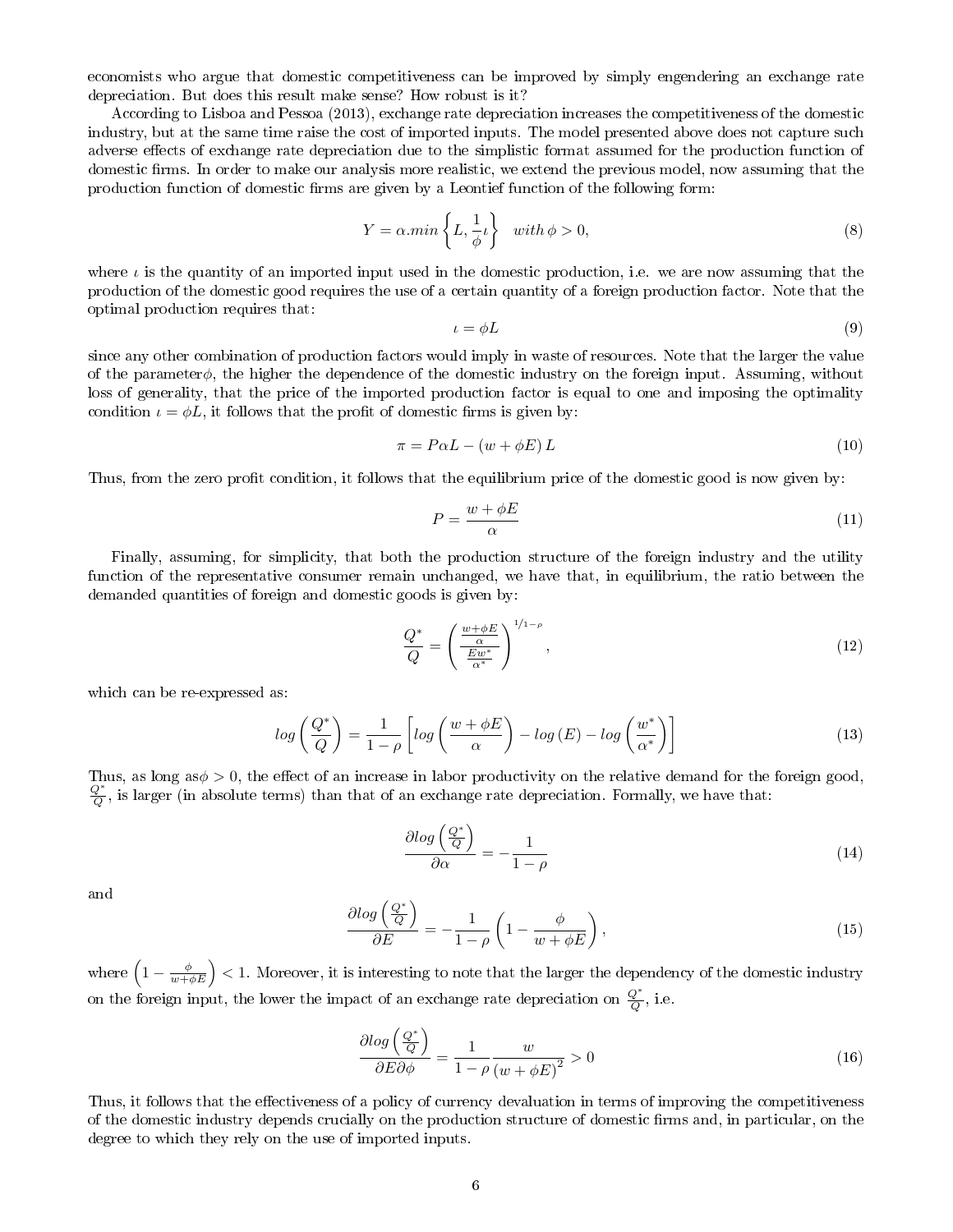economists who argue that domestic competitiveness can be improved by simply engendering an exchange rate depreciation. But does this result make sense? How robust is it?

According to Lisboa and Pessoa (2013), exchange rate depreciation increases the competitiveness of the domestic industry, but at the same time raise the cost of imported inputs. The model presented above does not capture such adverse effects of exchange rate depreciation due to the simplistic format assumed for the production function of domestic firms. In order to make our analysis more realistic, we extend the previous model, now assuming that the production function of domestic firms are given by a Leontief function of the following form:

$$Y = \alpha.min\left\{L, \frac{1}{\phi}\iota\right\} \quad with\, \phi > 0, \tag{8}$$

where $\iota$ is the quantity of an imported input used in the domestic production, i.e. we are now assuming that the production of the domestic good requires the use of a certain quantity of a foreign production factor. Note that the optimal production requires that:

$$\iota = \phi L \tag{9}$$

since any other combination of production factors would imply in waste of resources. Note that the larger the value of the parameter$\phi$, the higher the dependence of the domestic industry on the foreign input. Assuming, without loss of generality, that the price of the imported production factor is equal to one and imposing the optimality condition $\iota = \phi L$, it follows that the profit of domestic firms is given by:

$$\pi = P\alpha L - (w + \phi E)L \tag{10}$$

Thus, from the zero profit condition, it follows that the equilibrium price of the domestic good is now given by:

$$P = \frac{w + \phi E}{\alpha} \tag{11}$$

Finally, assuming, for simplicity, that both the production structure of the foreign industry and the utility function of the representative consumer remain unchanged, we have that, in equilibrium, the ratio between the demanded quantities of foreign and domestic goods is given by:

$$\frac{Q^*}{Q} = \left(\frac{\frac{w+\phi E}{\alpha}}{\frac{Ew^*}{\alpha^*}}\right)^{1/1-\rho}, \tag{12}$$

which can be re-expressed as:

$$log\left(\frac{Q^*}{Q}\right) = \frac{1}{1-\rho}\left[log\left(\frac{w+\phi E}{\alpha}\right) - log\,(E) - log\left(\frac{w^*}{\alpha^*}\right)\right] \tag{13}$$

Thus, as long as$\phi > 0$, the effect of an increase in labor productivity on the relative demand for the foreign good, $\frac{Q^*}{Q}$, is larger (in absolute terms) than that of an exchange rate depreciation. Formally, we have that:

$$\frac{\partial log\left(\frac{Q^*}{Q}\right)}{\partial \alpha} = -\frac{1}{1-\rho} \tag{14}$$

and

$$\frac{\partial log\left(\frac{Q^*}{Q}\right)}{\partial E} = -\frac{1}{1-\rho}\left(1 - \frac{\phi}{w+\phi E}\right), \tag{15}$$

where $\left(1 - \frac{\phi}{w+\phi E}\right) < 1$. Moreover, it is interesting to note that the larger the dependency of the domestic industry on the foreign input, the lower the impact of an exchange rate depreciation on $\frac{Q^*}{Q}$, i.e.

$$\frac{\partial log\left(\frac{Q^*}{Q}\right)}{\partial E \partial \phi} = \frac{1}{1-\rho}\frac{w}{(w+\phi E)^2} > 0 \tag{16}$$

Thus, it follows that the effectiveness of a policy of currency devaluation in terms of improving the competitiveness of the domestic industry depends crucially on the production structure of domestic firms and, in particular, on the degree to which they rely on the use of imported inputs.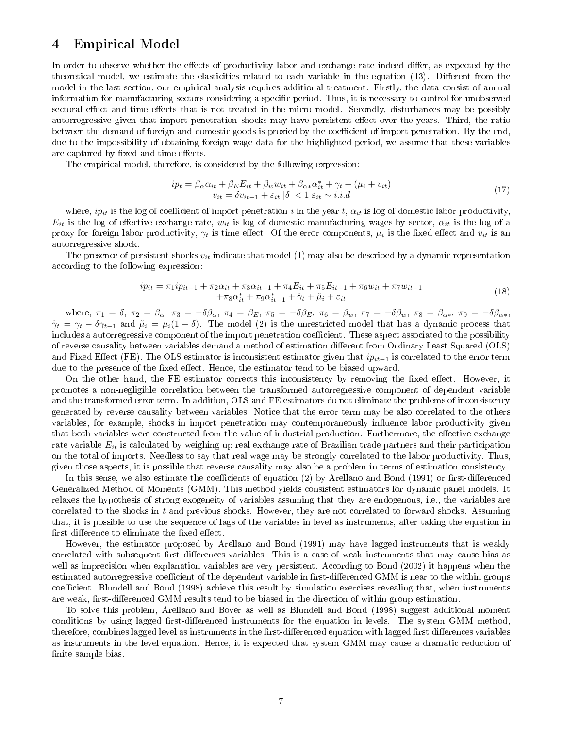# 4 Empirical Model

In order to observe whether the effects of productivity labor and exchange rate indeed differ, as expected by the theoretical model, we estimate the elasticities related to each variable in the equation (13). Different from the model in the last section, our empirical analysis requires additional treatment. Firstly, the data consist of annual information for manufacturing sectors considering a specific period. Thus, it is necessary to control for unobserved sectoral effect and time effects that is not treated in the micro model. Secondly, disturbances may be possibly autorregressive given that import penetration shocks may have persistent effect over the years. Third, the ratio between the demand of foreign and domestic goods is proxied by the coefficient of import penetration. By the end, due to the impossibility of obtaining foreign wage data for the highlighted period, we assume that these variables are captured by fixed and time effects.

The empirical model, therefore, is considered by the following expression:

$$
\begin{gathered}
ip_t = \beta_\alpha \alpha_{it} + \beta_E E_{it} + \beta_w w_{it} + \beta_{\alpha *} \alpha^*_{it} + \gamma_t + (\mu_i + v_{it}) \\
v_{it} = \delta v_{it-1} + \varepsilon_{it} \ |\delta| < 1 \ \varepsilon_{it} \sim i.i.d
\end{gathered}
\tag{17}
$$

where, $ip_{it}$ is the log of coefficient of import penetration $i$ in the year $t$, $\alpha_{it}$ is log of domestic labor productivity, $E_{it}$ is the log of effective exchange rate, $w_{it}$ is log of domestic manufacturing wages by sector, $\alpha_{it}$ is the log of a proxy for foreign labor productivity, $\gamma_t$ is time effect. Of the error components, $\mu_i$ is the fixed effect and $v_{it}$ is an autorregressive shock.

The presence of persistent shocks $v_{it}$ indicate that model (1) may also be described by a dynamic representation according to the following expression:

$$
\begin{gathered}
ip_{it} = \pi_1 ip_{it-1} + \pi_2 \alpha_{it} + \pi_3 \alpha_{it-1} + \pi_4 E_{it} + \pi_5 E_{it-1} + \pi_6 w_{it} + \pi_7 w_{it-1} \\
+ \pi_8 \alpha^*_{it} + \pi_9 \alpha^*_{it-1} + \tilde{\gamma}_t + \tilde{\mu}_i + \varepsilon_{it}
\end{gathered}
\tag{18}
$$

where, $\pi_1 = \delta$, $\pi_2 = \beta_\alpha$, $\pi_3 = -\delta\beta_\alpha$, $\pi_4 = \beta_E$, $\pi_5 = -\delta\beta_E$, $\pi_6 = \beta_w$, $\pi_7 = -\delta\beta_w$, $\pi_8 = \beta_{\alpha *}$, $\pi_9 = -\delta\beta_{\alpha *}$, $\tilde{\gamma}_t = \gamma_t - \delta\gamma_{t-1}$ and $\tilde{\mu}_i = \mu_i(1-\delta)$. The model (2) is the unrestricted model that has a dynamic process that includes a autorregressive component of the import penetration coefficient. These aspect associated to the possibility of reverse causality between variables demand a method of estimation different from Ordinary Least Squared (OLS) and Fixed Effect (FE). The OLS estimator is inconsistent estimator given that $ip_{it-1}$ is correlated to the error term due to the presence of the fixed effect. Hence, the estimator tend to be biased upward.

On the other hand, the FE estimator corrects this inconsistency by removing the fixed effect. However, it promotes a non-negligible correlation between the transformed autorregressive component of dependent variable and the transformed error term. In addition, OLS and FE estimators do not eliminate the problems of inconsistency generated by reverse causality between variables. Notice that the error term may be also correlated to the others variables, for example, shocks in import penetration may contemporaneously influence labor productivity given that both variables were constructed from the value of industrial production. Furthermore, the effective exchange rate variable $E_{it}$ is calculated by weighing up real exchange rate of Brazilian trade partners and their participation on the total of imports. Needless to say that real wage may be strongly correlated to the labor productivity. Thus, given those aspects, it is possible that reverse causality may also be a problem in terms of estimation consistency.

In this sense, we also estimate the coefficients of equation (2) by Arellano and Bond (1991) or first-differenced Generalized Method of Moments (GMM). This method yields consistent estimators for dynamic panel models. It relaxes the hypothesis of strong exogeneity of variables assuming that they are endogenous, i.e., the variables are correlated to the shocks in $t$ and previous shocks. However, they are not correlated to forward shocks. Assuming that, it is possible to use the sequence of lags of the variables in level as instruments, after taking the equation in first difference to eliminate the fixed effect.

However, the estimator proposed by Arellano and Bond (1991) may have lagged instruments that is weakly correlated with subsequent first differences variables. This is a case of weak instruments that may cause bias as well as imprecision when explanation variables are very persistent. According to Bond (2002) it happens when the estimated autorregressive coefficient of the dependent variable in first-differenced GMM is near to the within groups coefficient. Blundell and Bond (1998) achieve this result by simulation exercises revealing that, when instruments are weak, first-differenced GMM results tend to be biased in the direction of within group estimation.

To solve this problem, Arellano and Bover as well as Blundell and Bond (1998) suggest additional moment conditions by using lagged first-differenced instruments for the equation in levels. The system GMM method, therefore, combines lagged level as instruments in the first-differenced equation with lagged first differences variables as instruments in the level equation. Hence, it is expected that system GMM may cause a dramatic reduction of finite sample bias.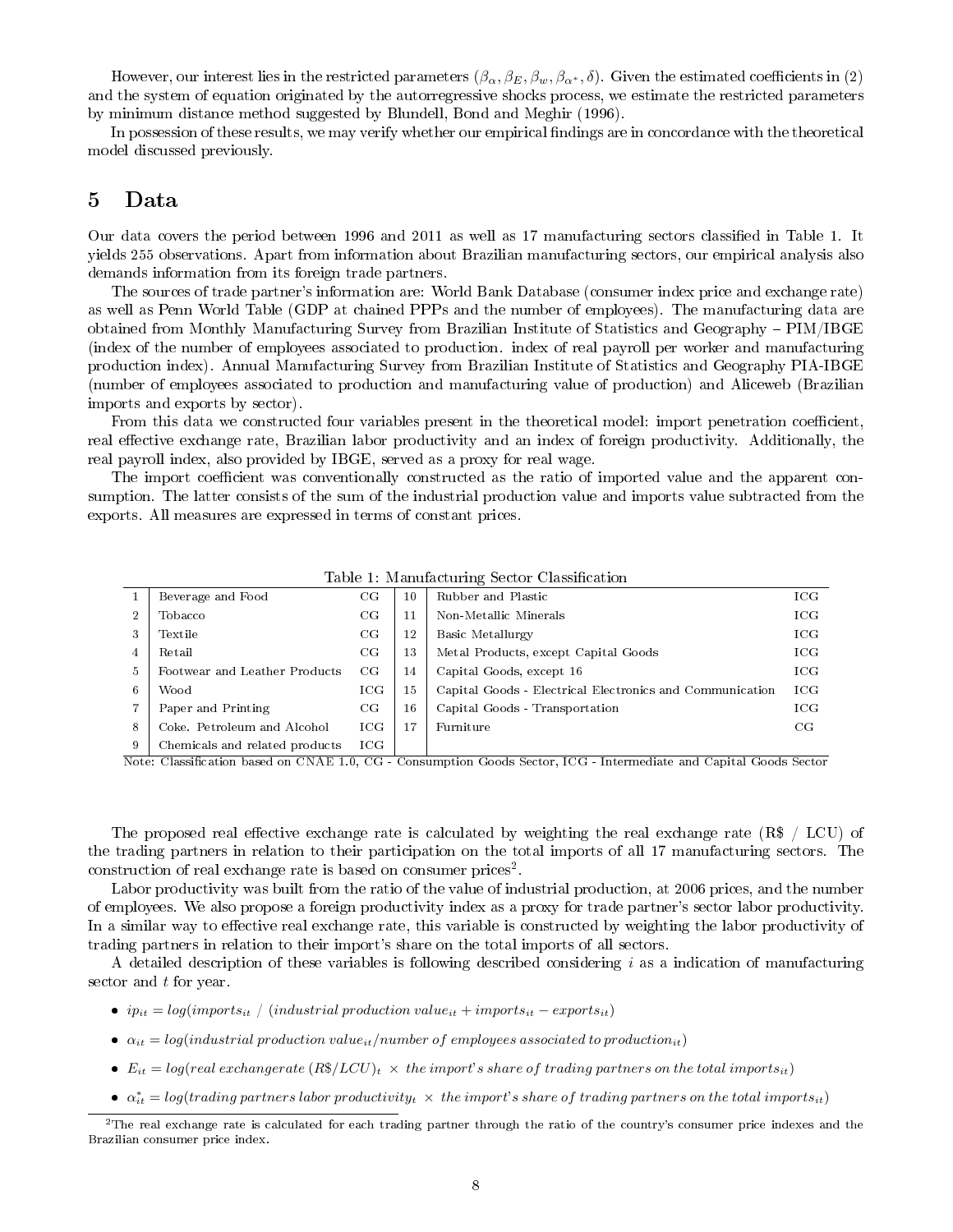However, our interest lies in the restricted parameters $(\beta_\alpha, \beta_E, \beta_w, \beta_{\alpha^*}, \delta)$. Given the estimated coefficients in (2) and the system of equation originated by the autorregressive shocks process, we estimate the restricted parameters by minimum distance method suggested by Blundell, Bond and Meghir (1996).

In possession of these results, we may verify whether our empirical findings are in concordance with the theoretical model discussed previously.

# 5 Data

Our data covers the period between 1996 and 2011 as well as 17 manufacturing sectors classified in Table 1. It yields 255 observations. Apart from information about Brazilian manufacturing sectors, our empirical analysis also demands information from its foreign trade partners.

The sources of trade partner's information are: World Bank Database (consumer index price and exchange rate) as well as Penn World Table (GDP at chained PPPs and the number of employees). The manufacturing data are obtained from Monthly Manufacturing Survey from Brazilian Institute of Statistics and Geography – PIM/IBGE (index of the number of employees associated to production. index of real payroll per worker and manufacturing production index). Annual Manufacturing Survey from Brazilian Institute of Statistics and Geography PIA-IBGE (number of employees associated to production and manufacturing value of production) and Aliceweb (Brazilian imports and exports by sector).

From this data we constructed four variables present in the theoretical model: import penetration coefficient, real effective exchange rate, Brazilian labor productivity and an index of foreign productivity. Additionally, the real payroll index, also provided by IBGE, served as a proxy for real wage.

The import coefficient was conventionally constructed as the ratio of imported value and the apparent consumption. The latter consists of the sum of the industrial production value and imports value subtracted from the exports. All measures are expressed in terms of constant prices.

Table 1: Manufacturing Sector Classification

| | | | | | |
|---|---|---|---|---|---|
| 1 | Beverage and Food | CG | 10 | Rubber and Plastic | ICG |
| 2 | Tobacco | CG | 11 | Non-Metallic Minerals | ICG |
| 3 | Textile | CG | 12 | Basic Metallurgy | ICG |
| 4 | Retail | CG | 13 | Metal Products, except Capital Goods | ICG |
| 5 | Footwear and Leather Products | CG | 14 | Capital Goods, except 16 | ICG |
| 6 | Wood | ICG | 15 | Capital Goods - Electrical Electronics and Communication | ICG |
| 7 | Paper and Printing | CG | 16 | Capital Goods - Transportation | ICG |
| 8 | Coke. Petroleum and Alcohol | ICG | 17 | Furniture | CG |
| 9 | Chemicals and related products | ICG | | | |

Note: Classification based on CNAE 1.0, CG - Consumption Goods Sector, ICG - Intermediate and Capital Goods Sector

The proposed real effective exchange rate is calculated by weighting the real exchange rate (R$ / LCU) of the trading partners in relation to their participation on the total imports of all 17 manufacturing sectors. The construction of real exchange rate is based on consumer prices[2].

Labor productivity was built from the ratio of the value of industrial production, at 2006 prices, and the number of employees. We also propose a foreign productivity index as a proxy for trade partner's sector labor productivity. In a similar way to effective real exchange rate, this variable is constructed by weighting the labor productivity of trading partners in relation to their import's share on the total imports of all sectors.

A detailed description of these variables is following described considering $i$ as a indication of manufacturing sector and $t$ for year.

- $ip_{it} = log(imports_{it} \ / \ (industrial\ production\ value_{it} + imports_{it} - exports_{it})$
- $\alpha_{it} = log(industrial\ production\ value_{it}/number\ of\ employees\ associated\ to\ production_{it})$
- $E_{it} = log(real\ exchangerate\ (R\$/LCU)_t \ \times \ the\ import's\ share\ of\ trading\ partners\ on\ the\ total\ imports_{it})$
- $\alpha^*_{it} = log(trading\ partners\ labor\ productivity_t \ \times \ the\ import's\ share\ of\ trading\ partners\ on\ the\ total\ imports_{it})$

[2]The real exchange rate is calculated for each trading partner through the ratio of the country's consumer price indexes and the Brazilian consumer price index.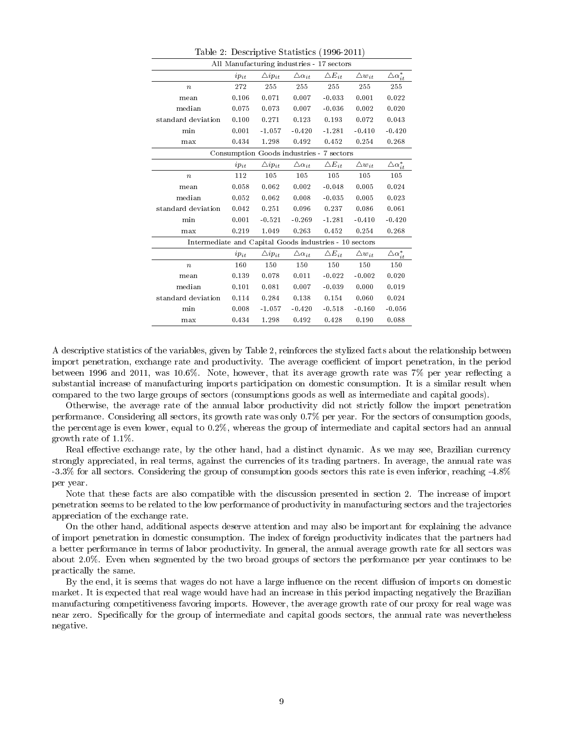Table 2: Descriptive Statistics (1996-2011)

| All Manufacturing industries - 17 sectors | | | | | | |
|---|---|---|---|---|---|---|
| | $ip_{it}$ | $\triangle ip_{it}$ | $\triangle \alpha_{it}$ | $\triangle E_{it}$ | $\triangle w_{it}$ | $\triangle \alpha^*_{it}$ |
| $n$ | 272 | 255 | 255 | 255 | 255 | 255 |
| mean | 0.106 | 0.071 | 0.007 | -0.033 | 0.001 | 0.022 |
| median | 0.075 | 0.073 | 0.007 | -0.036 | 0.002 | 0.020 |
| standard deviation | 0.100 | 0.271 | 0.123 | 0.193 | 0.072 | 0.043 |
| min | 0.001 | -1.057 | -0.420 | -1.281 | -0.410 | -0.420 |
| max | 0.434 | 1.298 | 0.492 | 0.452 | 0.254 | 0.268 |
| **Consumption Goods industries - 7 sectors** | | | | | | |
| | $ip_{it}$ | $\triangle ip_{it}$ | $\triangle \alpha_{it}$ | $\triangle E_{it}$ | $\triangle w_{it}$ | $\triangle \alpha^*_{it}$ |
| $n$ | 112 | 105 | 105 | 105 | 105 | 105 |
| mean | 0.058 | 0.062 | 0.002 | -0.048 | 0.005 | 0.024 |
| median | 0.052 | 0.062 | 0.008 | -0.035 | 0.005 | 0.023 |
| standard deviation | 0.042 | 0.251 | 0.096 | 0.237 | 0.086 | 0.061 |
| min | 0.001 | -0.521 | -0.269 | -1.281 | -0.410 | -0.420 |
| max | 0.219 | 1.049 | 0.263 | 0.452 | 0.254 | 0.268 |
| **Intermediate and Capital Goods industries - 10 sectors** | | | | | | |
| | $ip_{it}$ | $\triangle ip_{it}$ | $\triangle \alpha_{it}$ | $\triangle E_{it}$ | $\triangle w_{it}$ | $\triangle \alpha^*_{it}$ |
| $n$ | 160 | 150 | 150 | 150 | 150 | 150 |
| mean | 0.139 | 0.078 | 0.011 | -0.022 | -0.002 | 0.020 |
| median | 0.101 | 0.081 | 0.007 | -0.039 | 0.000 | 0.019 |
| standard deviation | 0.114 | 0.284 | 0.138 | 0.154 | 0.060 | 0.024 |
| min | 0.008 | -1.057 | -0.420 | -0.518 | -0.160 | -0.056 |
| max | 0.434 | 1.298 | 0.492 | 0.428 | 0.190 | 0.088 |

A descriptive statistics of the variables, given by Table 2, reinforces the stylized facts about the relationship between import penetration, exchange rate and productivity. The average coefficient of import penetration, in the period between 1996 and 2011, was 10.6%. Note, however, that its average growth rate was 7% per year reflecting a substantial increase of manufacturing imports participation on domestic consumption. It is a similar result when compared to the two large groups of sectors (consumptions goods as well as intermediate and capital goods).

Otherwise, the average rate of the annual labor productivity did not strictly follow the import penetration performance. Considering all sectors, its growth rate was only 0.7% per year. For the sectors of consumption goods, the percentage is even lower, equal to 0.2%, whereas the group of intermediate and capital sectors had an annual growth rate of 1.1%.

Real effective exchange rate, by the other hand, had a distinct dynamic. As we may see, Brazilian currency strongly appreciated, in real terms, against the currencies of its trading partners. In average, the annual rate was -3.3% for all sectors. Considering the group of consumption goods sectors this rate is even inferior, reaching -4.8% per year.

Note that these facts are also compatible with the discussion presented in section 2. The increase of import penetration seems to be related to the low performance of productivity in manufacturing sectors and the trajectories appreciation of the exchange rate.

On the other hand, additional aspects deserve attention and may also be important for explaining the advance of import penetration in domestic consumption. The index of foreign productivity indicates that the partners had a better performance in terms of labor productivity. In general, the annual average growth rate for all sectors was about 2.0%. Even when segmented by the two broad groups of sectors the performance per year continues to be practically the same.

By the end, it is seems that wages do not have a large influence on the recent diffusion of imports on domestic market. It is expected that real wage would have had an increase in this period impacting negatively the Brazilian manufacturing competitiveness favoring imports. However, the average growth rate of our proxy for real wage was near zero. Specifically for the group of intermediate and capital goods sectors, the annual rate was nevertheless negative.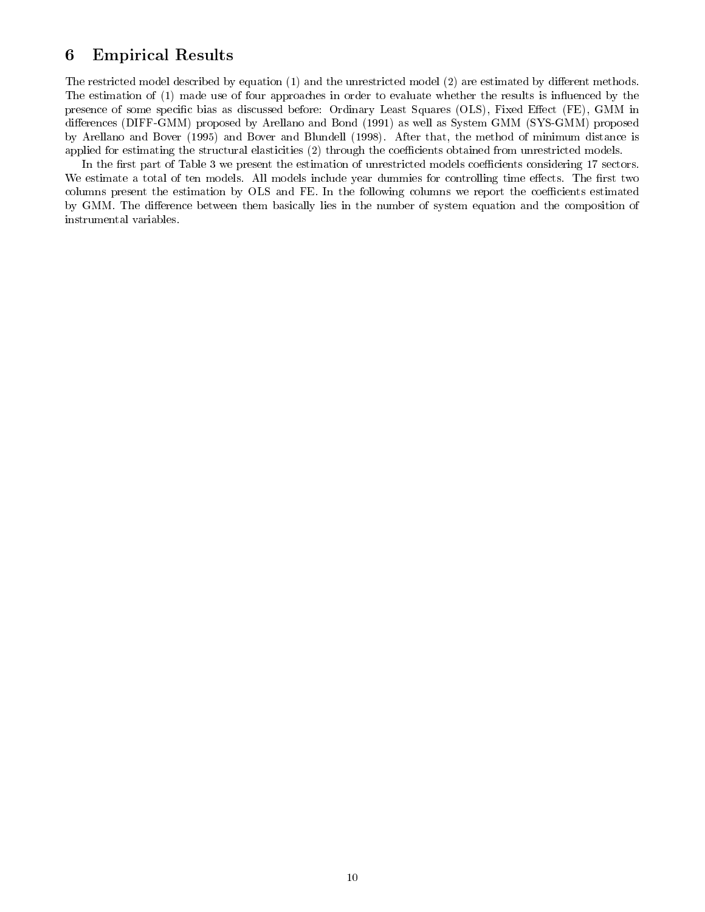# 6 Empirical Results

The restricted model described by equation (1) and the unrestricted model (2) are estimated by different methods. The estimation of (1) made use of four approaches in order to evaluate whether the results is influenced by the presence of some specific bias as discussed before: Ordinary Least Squares (OLS), Fixed Effect (FE), GMM in differences (DIFF-GMM) proposed by Arellano and Bond (1991) as well as System GMM (SYS-GMM) proposed by Arellano and Bover (1995) and Bover and Blundell (1998). After that, the method of minimum distance is applied for estimating the structural elasticities (2) through the coefficients obtained from unrestricted models.

In the first part of Table 3 we present the estimation of unrestricted models coefficients considering 17 sectors. We estimate a total of ten models. All models include year dummies for controlling time effects. The first two columns present the estimation by OLS and FE. In the following columns we report the coefficients estimated by GMM. The difference between them basically lies in the number of system equation and the composition of instrumental variables.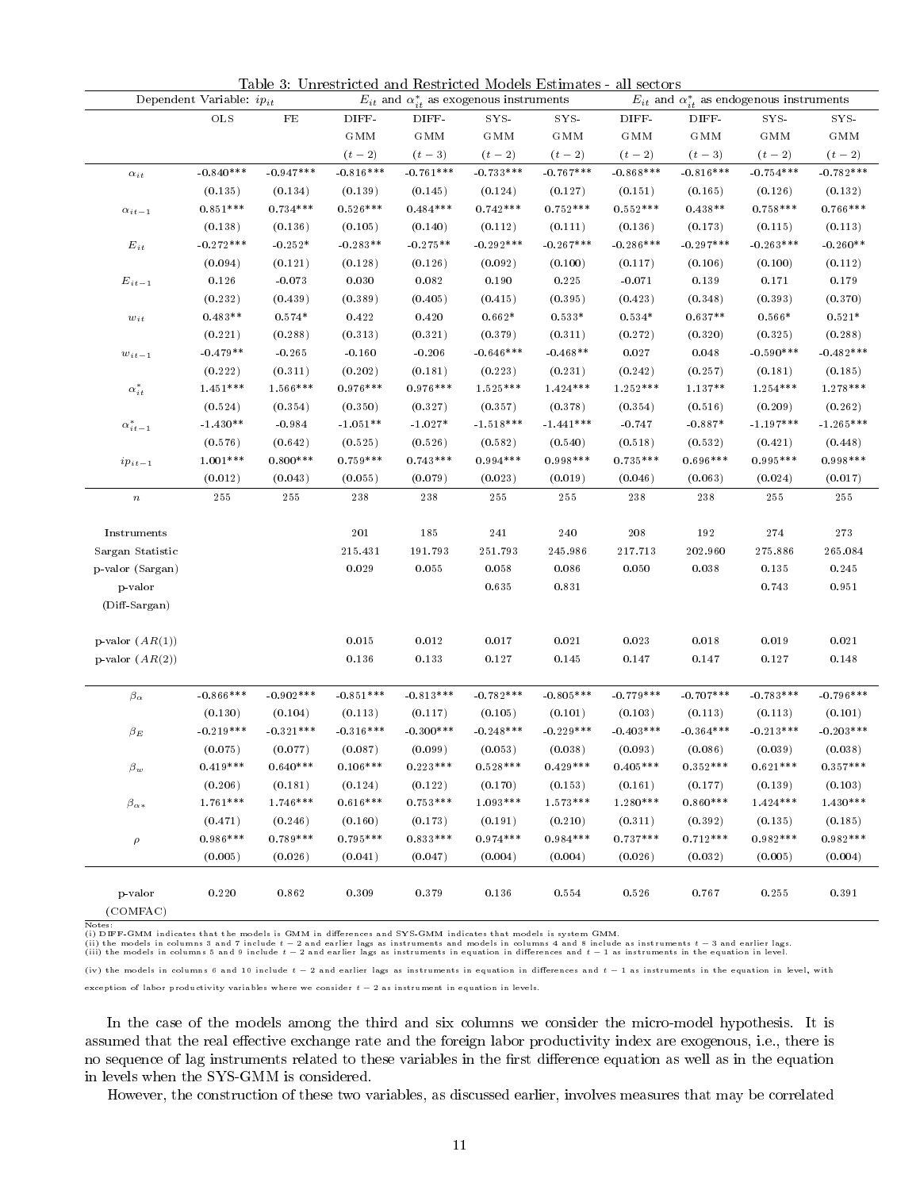Table 3: Unrestricted and Restricted Models Estimates - all sectors

| Dependent Variable: $ip_{it}$ | | | $E_{it}$ and $\alpha^*_{it}$ as exogenous instruments | | | | $E_{it}$ and $\alpha^*_{it}$ as endogenous instruments | | | |
|---|---|---|---|---|---|---|---|---|---|---|
| | OLS | FE | DIFF-GMM $(t-2)$ | DIFF-GMM $(t-3)$ | SYS-GMM $(t-2)$ | SYS-GMM $(t-2)$ | DIFF-GMM $(t-2)$ | DIFF-GMM $(t-3)$ | SYS-GMM $(t-2)$ | SYS-GMM $(t-2)$ |
| $\alpha_{it}$ | -0.840*** | -0.947*** | -0.816*** | -0.761*** | -0.733*** | -0.767*** | -0.868*** | -0.816*** | -0.754*** | -0.782*** |
| | (0.135) | (0.134) | (0.139) | (0.145) | (0.124) | (0.127) | (0.151) | (0.165) | (0.126) | (0.132) |
| $\alpha_{it-1}$ | 0.851*** | 0.734*** | 0.526*** | 0.484*** | 0.742*** | 0.752*** | 0.552*** | 0.438** | 0.758*** | 0.766*** |
| | (0.138) | (0.136) | (0.105) | (0.140) | (0.112) | (0.111) | (0.136) | (0.173) | (0.115) | (0.113) |
| $E_{it}$ | -0.272*** | -0.252* | -0.283** | -0.275** | -0.292*** | -0.267*** | -0.286*** | -0.297*** | -0.263*** | -0.260** |
| | (0.094) | (0.121) | (0.128) | (0.126) | (0.092) | (0.100) | (0.117) | (0.106) | (0.100) | (0.112) |
| $E_{it-1}$ | 0.126 | -0.073 | 0.030 | 0.082 | 0.190 | 0.225 | -0.071 | 0.139 | 0.171 | 0.179 |
| | (0.232) | (0.439) | (0.389) | (0.405) | (0.415) | (0.395) | (0.423) | (0.348) | (0.393) | (0.370) |
| $w_{it}$ | 0.483** | 0.574* | 0.422 | 0.420 | 0.662* | 0.533* | 0.534* | 0.637** | 0.566* | 0.521* |
| | (0.221) | (0.288) | (0.313) | (0.321) | (0.379) | (0.311) | (0.272) | (0.320) | (0.325) | (0.288) |
| $w_{it-1}$ | -0.479** | -0.265 | -0.160 | -0.206 | -0.646*** | -0.468** | 0.027 | 0.048 | -0.590*** | -0.482*** |
| | (0.222) | (0.311) | (0.202) | (0.181) | (0.223) | (0.231) | (0.242) | (0.257) | (0.181) | (0.185) |
| $\alpha^*_{it}$ | 1.451*** | 1.566*** | 0.976*** | 0.976*** | 1.525*** | 1.424*** | 1.252*** | 1.137** | 1.254*** | 1.278*** |
| | (0.524) | (0.354) | (0.350) | (0.327) | (0.357) | (0.378) | (0.354) | (0.516) | (0.209) | (0.262) |
| $\alpha^*_{it-1}$ | -1.430** | -0.984 | -1.051** | -1.027* | -1.518*** | -1.441*** | -0.747 | -0.887* | -1.197*** | -1.265*** |
| | (0.576) | (0.642) | (0.525) | (0.526) | (0.582) | (0.540) | (0.518) | (0.532) | (0.421) | (0.448) |
| $ip_{it-1}$ | 1.001*** | 0.800*** | 0.759*** | 0.743*** | 0.994*** | 0.998*** | 0.735*** | 0.696*** | 0.995*** | 0.998*** |
| | (0.012) | (0.043) | (0.055) | (0.079) | (0.023) | (0.019) | (0.046) | (0.063) | (0.024) | (0.017) |
| $n$ | 255 | 255 | 238 | 238 | 255 | 255 | 238 | 238 | 255 | 255 |
| Instruments | | | 201 | 185 | 241 | 240 | 208 | 192 | 274 | 273 |
| Sargan Statistic | | | 215.431 | 191.793 | 251.793 | 245.986 | 217.713 | 202.960 | 275.886 | 265.084 |
| p-valor (Sargan) | | | 0.029 | 0.055 | 0.058 | 0.086 | 0.050 | 0.038 | 0.135 | 0.245 |
| p-valor (Diff-Sargan) | | | | | 0.635 | 0.831 | | | 0.743 | 0.951 |
| p-valor ($AR(1)$) | | | 0.015 | 0.012 | 0.017 | 0.021 | 0.023 | 0.018 | 0.019 | 0.021 |
| p-valor ($AR(2)$) | | | 0.136 | 0.133 | 0.127 | 0.145 | 0.147 | 0.147 | 0.127 | 0.148 |
| $\beta_\alpha$ | -0.866*** | -0.902*** | -0.851*** | -0.813*** | -0.782*** | -0.805*** | -0.779*** | -0.707*** | -0.783*** | -0.796*** |
| | (0.130) | (0.104) | (0.113) | (0.117) | (0.105) | (0.101) | (0.103) | (0.113) | (0.113) | (0.101) |
| $\beta_E$ | -0.219*** | -0.321*** | -0.316*** | -0.300*** | -0.248*** | -0.229*** | -0.403*** | -0.364*** | -0.213*** | -0.203*** |
| | (0.075) | (0.077) | (0.087) | (0.099) | (0.053) | (0.038) | (0.093) | (0.086) | (0.039) | (0.038) |
| $\beta_w$ | 0.419*** | 0.640*** | 0.106*** | 0.223*** | 0.528*** | 0.429*** | 0.405*** | 0.352*** | 0.621*** | 0.357*** |
| | (0.206) | (0.181) | (0.124) | (0.122) | (0.170) | (0.153) | (0.161) | (0.177) | (0.139) | (0.103) |
| $\beta_{\alpha*}$ | 1.761*** | 1.746*** | 0.616*** | 0.753*** | 1.093*** | 1.573*** | 1.280*** | 0.860*** | 1.424*** | 1.430*** |
| | (0.471) | (0.246) | (0.160) | (0.173) | (0.191) | (0.210) | (0.311) | (0.392) | (0.135) | (0.185) |
| $\rho$ | 0.986*** | 0.789*** | 0.795*** | 0.833*** | 0.974*** | 0.984*** | 0.737*** | 0.712*** | 0.982*** | 0.982*** |
| | (0.005) | (0.026) | (0.041) | (0.047) | (0.004) | (0.004) | (0.026) | (0.032) | (0.005) | (0.004) |
| p-valor (COMFAC) | 0.220 | 0.862 | 0.309 | 0.379 | 0.136 | 0.554 | 0.526 | 0.767 | 0.255 | 0.391 |

Notes:
(i) DIFF-GMM indicates that the models is GMM in differences and SYS-GMM indicates that models is system GMM.
(ii) the models in columns 3 and 7 include $t-2$ and earlier lags as instruments and models in columns 4 and 8 include as instruments $t-3$ and earlier lags.
(iii) the models in columns 5 and 9 include $t-2$ and earlier lags as instruments in equation in differences and $t-1$ as instruments in the equation in level.
(iv) the models in columns 6 and 10 include $t-2$ and earlier lags as instruments in equation in differences and $t-1$ as instruments in the equation in level, with exception of labor productivity variables where we consider $t-2$ as instrument in equation in levels.

In the case of the models among the third and six columns we consider the micro-model hypothesis. It is assumed that the real effective exchange rate and the foreign labor productivity index are exogenous, i.e., there is no sequence of lag instruments related to these variables in the first difference equation as well as in the equation in levels when the SYS-GMM is considered.

However, the construction of these two variables, as discussed earlier, involves measures that may be correlated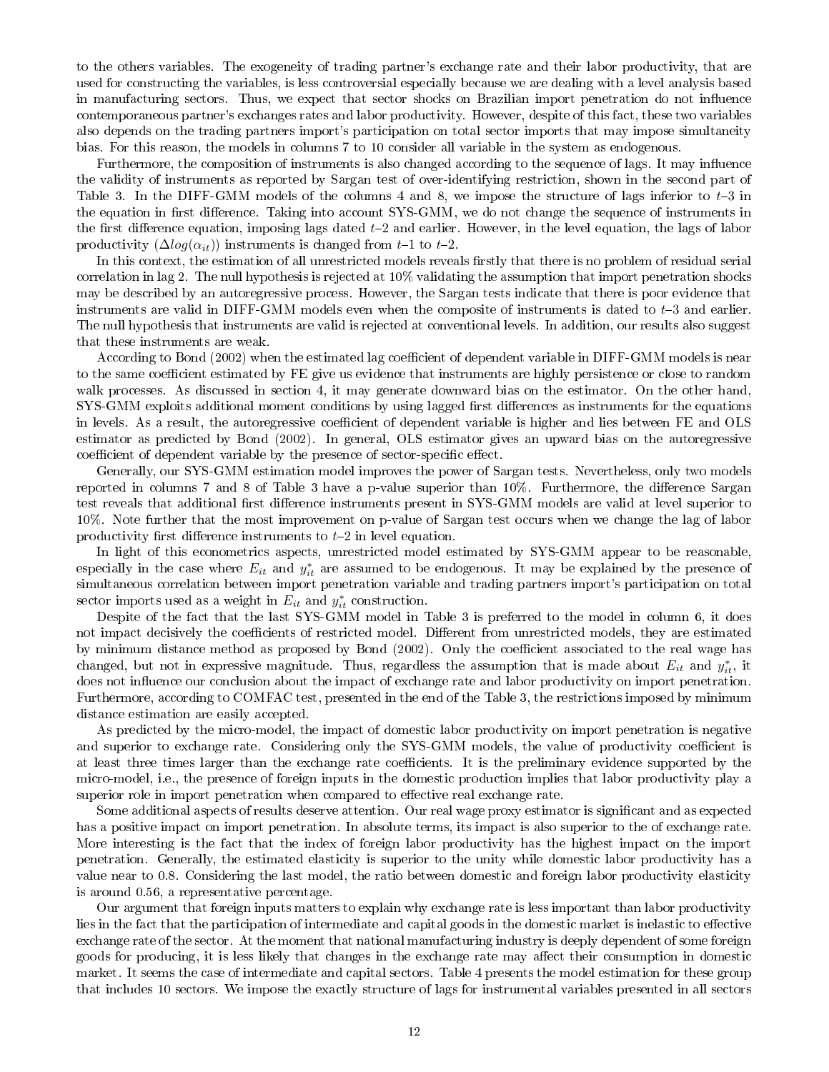to the others variables. The exogeneity of trading partner's exchange rate and their labor productivity, that are used for constructing the variables, is less controversial especially because we are dealing with a level analysis based in manufacturing sectors. Thus, we expect that sector shocks on Brazilian import penetration do not influence contemporaneous partner's exchanges rates and labor productivity. However, despite of this fact, these two variables also depends on the trading partners import's participation on total sector imports that may impose simultaneity bias. For this reason, the models in columns 7 to 10 consider all variable in the system as endogenous.

Furthermore, the composition of instruments is also changed according to the sequence of lags. It may influence the validity of instruments as reported by Sargan test of over-identifying restriction, shown in the second part of Table 3. In the DIFF-GMM models of the columns 4 and 8, we impose the structure of lags inferior to $t$–3 in the equation in first difference. Taking into account SYS-GMM, we do not change the sequence of instruments in the first difference equation, imposing lags dated $t$–2 and earlier. However, in the level equation, the lags of labor productivity ($\Delta log(\alpha_{it})$) instruments is changed from $t$–1 to $t$–2.

In this context, the estimation of all unrestricted models reveals firstly that there is no problem of residual serial correlation in lag 2. The null hypothesis is rejected at 10% validating the assumption that import penetration shocks may be described by an autoregressive process. However, the Sargan tests indicate that there is poor evidence that instruments are valid in DIFF-GMM models even when the composite of instruments is dated to $t$–3 and earlier. The null hypothesis that instruments are valid is rejected at conventional levels. In addition, our results also suggest that these instruments are weak.

According to Bond (2002) when the estimated lag coefficient of dependent variable in DIFF-GMM models is near to the same coefficient estimated by FE give us evidence that instruments are highly persistence or close to random walk processes. As discussed in section 4, it may generate downward bias on the estimator. On the other hand, SYS-GMM exploits additional moment conditions by using lagged first differences as instruments for the equations in levels. As a result, the autoregressive coefficient of dependent variable is higher and lies between FE and OLS estimator as predicted by Bond (2002). In general, OLS estimator gives an upward bias on the autoregressive coefficient of dependent variable by the presence of sector-specific effect.

Generally, our SYS-GMM estimation model improves the power of Sargan tests. Nevertheless, only two models reported in columns 7 and 8 of Table 3 have a p-value superior than 10%. Furthermore, the difference Sargan test reveals that additional first difference instruments present in SYS-GMM models are valid at level superior to 10%. Note further that the most improvement on p-value of Sargan test occurs when we change the lag of labor productivity first difference instruments to $t$–2 in level equation.

In light of this econometrics aspects, unrestricted model estimated by SYS-GMM appear to be reasonable, especially in the case where $E_{it}$ and $y^*_{it}$ are assumed to be endogenous. It may be explained by the presence of simultaneous correlation between import penetration variable and trading partners import's participation on total sector imports used as a weight in $E_{it}$ and $y^*_{it}$ construction.

Despite of the fact that the last SYS-GMM model in Table 3 is preferred to the model in column 6, it does not impact decisively the coefficients of restricted model. Different from unrestricted models, they are estimated by minimum distance method as proposed by Bond (2002). Only the coefficient associated to the real wage has changed, but not in expressive magnitude. Thus, regardless the assumption that is made about $E_{it}$ and $y^*_{it}$, it does not influence our conclusion about the impact of exchange rate and labor productivity on import penetration. Furthermore, according to COMFAC test, presented in the end of the Table 3, the restrictions imposed by minimum distance estimation are easily accepted.

As predicted by the micro-model, the impact of domestic labor productivity on import penetration is negative and superior to exchange rate. Considering only the SYS-GMM models, the value of productivity coefficient is at least three times larger than the exchange rate coefficients. It is the preliminary evidence supported by the micro-model, i.e., the presence of foreign inputs in the domestic production implies that labor productivity play a superior role in import penetration when compared to effective real exchange rate.

Some additional aspects of results deserve attention. Our real wage proxy estimator is significant and as expected has a positive impact on import penetration. In absolute terms, its impact is also superior to the of exchange rate. More interesting is the fact that the index of foreign labor productivity has the highest impact on the import penetration. Generally, the estimated elasticity is superior to the unity while domestic labor productivity has a value near to 0.8. Considering the last model, the ratio between domestic and foreign labor productivity elasticity is around 0.56, a representative percentage.

Our argument that foreign inputs matters to explain why exchange rate is less important than labor productivity lies in the fact that the participation of intermediate and capital goods in the domestic market is inelastic to effective exchange rate of the sector. At the moment that national manufacturing industry is deeply dependent of some foreign goods for producing, it is less likely that changes in the exchange rate may affect their consumption in domestic market. It seems the case of intermediate and capital sectors. Table 4 presents the model estimation for these group that includes 10 sectors. We impose the exactly structure of lags for instrumental variables presented in all sectors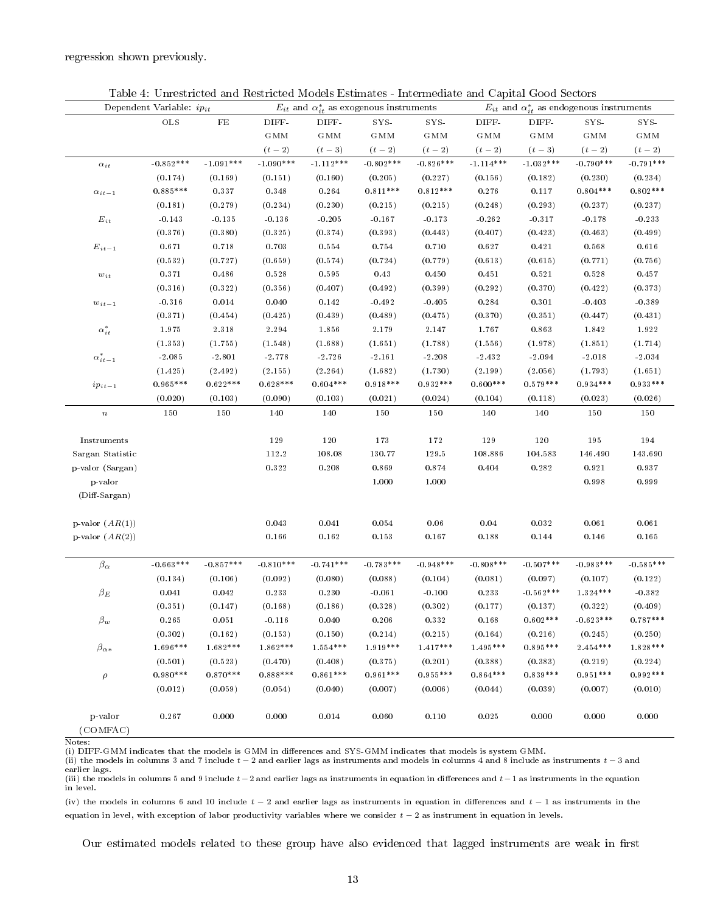regression shown previously.

Table 4: Unrestricted and Restricted Models Estimates - Intermediate and Capital Good Sectors

| Dependent Variable: $ip_{it}$ | | | $E_{it}$ and $\alpha^*_{it}$ as exogenous instruments | | | | $E_{it}$ and $\alpha^*_{it}$ as endogenous instruments | | | |
|---|---|---|---|---|---|---|---|---|---|---|
| | OLS | FE | DIFF-GMM $(t-2)$ | DIFF-GMM $(t-3)$ | SYS-GMM $(t-2)$ | SYS-GMM $(t-2)$ | DIFF-GMM $(t-2)$ | DIFF-GMM $(t-3)$ | SYS-GMM $(t-2)$ | SYS-GMM $(t-2)$ |
| $\alpha_{it}$ | -0.852*** | -1.091*** | -1.090*** | -1.112*** | -0.802*** | -0.826*** | -1.114*** | -1.032*** | -0.790*** | -0.791*** |
| | (0.174) | (0.169) | (0.151) | (0.160) | (0.205) | (0.227) | (0.156) | (0.182) | (0.230) | (0.234) |
| $\alpha_{it-1}$ | 0.885*** | 0.337 | 0.348 | 0.264 | 0.811*** | 0.812*** | 0.276 | 0.117 | 0.804*** | 0.802*** |
| | (0.181) | (0.279) | (0.234) | (0.230) | (0.215) | (0.215) | (0.248) | (0.293) | (0.237) | (0.237) |
| $E_{it}$ | -0.143 | -0.135 | -0.136 | -0.205 | -0.167 | -0.173 | -0.262 | -0.317 | -0.178 | -0.233 |
| | (0.376) | (0.380) | (0.325) | (0.374) | (0.393) | (0.443) | (0.407) | (0.423) | (0.463) | (0.499) |
| $E_{it-1}$ | 0.671 | 0.718 | 0.703 | 0.554 | 0.754 | 0.710 | 0.627 | 0.421 | 0.568 | 0.616 |
| | (0.532) | (0.727) | (0.659) | (0.574) | (0.724) | (0.779) | (0.613) | (0.615) | (0.771) | (0.756) |
| $w_{it}$ | 0.371 | 0.486 | 0.528 | 0.595 | 0.43 | 0.450 | 0.451 | 0.521 | 0.528 | 0.457 |
| | (0.316) | (0.322) | (0.356) | (0.407) | (0.492) | (0.399) | (0.292) | (0.370) | (0.422) | (0.373) |
| $w_{it-1}$ | -0.316 | 0.014 | 0.040 | 0.142 | -0.492 | -0.405 | 0.284 | 0.301 | -0.403 | -0.389 |
| | (0.371) | (0.454) | (0.425) | (0.439) | (0.489) | (0.475) | (0.370) | (0.351) | (0.447) | (0.431) |
| $\alpha^*_{it}$ | 1.975 | 2.318 | 2.294 | 1.856 | 2.179 | 2.147 | 1.767 | 0.863 | 1.842 | 1.922 |
| | (1.353) | (1.755) | (1.548) | (1.688) | (1.651) | (1.788) | (1.556) | (1.978) | (1.851) | (1.714) |
| $\alpha^*_{it-1}$ | -2.085 | -2.801 | -2.778 | -2.726 | -2.161 | -2.208 | -2.432 | -2.094 | -2.018 | -2.034 |
| | (1.425) | (2.492) | (2.155) | (2.264) | (1.682) | (1.730) | (2.199) | (2.056) | (1.793) | (1.651) |
| $ip_{it-1}$ | 0.965*** | 0.622*** | 0.628*** | 0.604*** | 0.918*** | 0.932*** | 0.600*** | 0.579*** | 0.934*** | 0.933*** |
| | (0.020) | (0.103) | (0.090) | (0.103) | (0.021) | (0.024) | (0.104) | (0.118) | (0.023) | (0.026) |
| $n$ | 150 | 150 | 140 | 140 | 150 | 150 | 140 | 140 | 150 | 150 |
| Instruments | | | 129 | 120 | 173 | 172 | 129 | 120 | 195 | 194 |
| Sargan Statistic | | | 112.2 | 108.08 | 130.77 | 129.5 | 108.886 | 104.583 | 146.490 | 143.690 |
| p-valor (Sargan) | | | 0.322 | 0.208 | 0.869 | 0.874 | 0.404 | 0.282 | 0.921 | 0.937 |
| p-valor (Diff-Sargan) | | | | | 1.000 | 1.000 | | | 0.998 | 0.999 |
| p-valor ($AR(1)$) | | | 0.043 | 0.041 | 0.054 | 0.06 | 0.04 | 0.032 | 0.061 | 0.061 |
| p-valor ($AR(2)$) | | | 0.166 | 0.162 | 0.153 | 0.167 | 0.188 | 0.144 | 0.146 | 0.165 |
| $\beta_\alpha$ | -0.663*** | -0.857*** | -0.810*** | -0.741*** | -0.783*** | -0.948*** | -0.808*** | -0.507*** | -0.983*** | -0.585*** |
| | (0.134) | (0.106) | (0.092) | (0.080) | (0.088) | (0.104) | (0.081) | (0.097) | (0.107) | (0.122) |
| $\beta_E$ | 0.041 | 0.042 | 0.233 | 0.230 | -0.061 | -0.100 | 0.233 | -0.562*** | 1.324*** | -0.382 |
| | (0.351) | (0.147) | (0.168) | (0.186) | (0.328) | (0.302) | (0.177) | (0.137) | (0.322) | (0.409) |
| $\beta_w$ | 0.265 | 0.051 | -0.116 | 0.040 | 0.206 | 0.332 | 0.168 | 0.602*** | -0.623*** | 0.787*** |
| | (0.302) | (0.162) | (0.153) | (0.150) | (0.214) | (0.215) | (0.164) | (0.216) | (0.245) | (0.250) |
| $\beta_{\alpha*}$ | 1.696*** | 1.682*** | 1.862*** | 1.554*** | 1.919*** | 1.417*** | 1.495*** | 0.895*** | 2.454*** | 1.828*** |
| | (0.501) | (0.523) | (0.470) | (0.408) | (0.375) | (0.201) | (0.388) | (0.383) | (0.219) | (0.224) |
| $\rho$ | 0.980*** | 0.870*** | 0.888*** | 0.861*** | 0.961*** | 0.955*** | 0.864*** | 0.839*** | 0.951*** | 0.992*** |
| | (0.012) | (0.059) | (0.054) | (0.040) | (0.007) | (0.006) | (0.044) | (0.039) | (0.007) | (0.010) |
| p-valor (COMFAC) | 0.267 | 0.000 | 0.000 | 0.014 | 0.060 | 0.110 | 0.025 | 0.000 | 0.000 | 0.000 |

Notes:
(i) DIFF-GMM indicates that the models is GMM in differences and SYS-GMM indicates that models is system GMM.
(ii) the models in columns 3 and 7 include $t-2$ and earlier lags as instruments and models in columns 4 and 8 include as instruments $t-3$ and earlier lags.
(iii) the models in columns 5 and 9 include $t-2$ and earlier lags as instruments in equation in differences and $t-1$ as instruments in the equation in level.
(iv) the models in columns 6 and 10 include $t-2$ and earlier lags as instruments in equation in differences and $t-1$ as instruments in the equation in level, with exception of labor productivity variables where we consider $t-2$ as instrument in equation in levels.

Our estimated models related to these group have also evidenced that lagged instruments are weak in first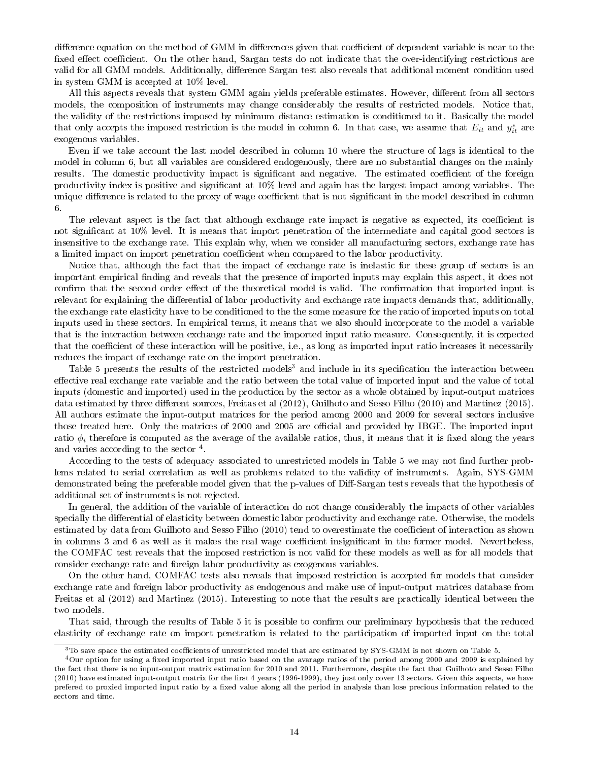difference equation on the method of GMM in differences given that coefficient of dependent variable is near to the fixed effect coefficient. On the other hand, Sargan tests do not indicate that the over-identifying restrictions are valid for all GMM models. Additionally, difference Sargan test also reveals that additional moment condition used in system GMM is accepted at 10% level.

All this aspects reveals that system GMM again yields preferable estimates. However, different from all sectors models, the composition of instruments may change considerably the results of restricted models. Notice that, the validity of the restrictions imposed by minimum distance estimation is conditioned to it. Basically the model that only accepts the imposed restriction is the model in column 6. In that case, we assume that $E_{it}$ and $y^*_{it}$ are exogenous variables.

Even if we take account the last model described in column 10 where the structure of lags is identical to the model in column 6, but all variables are considered endogenously, there are no substantial changes on the mainly results. The domestic productivity impact is significant and negative. The estimated coefficient of the foreign productivity index is positive and significant at 10% level and again has the largest impact among variables. The unique difference is related to the proxy of wage coefficient that is not significant in the model described in column 6.

The relevant aspect is the fact that although exchange rate impact is negative as expected, its coefficient is not significant at 10% level. It is means that import penetration of the intermediate and capital good sectors is insensitive to the exchange rate. This explain why, when we consider all manufacturing sectors, exchange rate has a limited impact on import penetration coefficient when compared to the labor productivity.

Notice that, although the fact that the impact of exchange rate is inelastic for these group of sectors is an important empirical finding and reveals that the presence of imported inputs may explain this aspect, it does not confirm that the second order effect of the theoretical model is valid. The confirmation that imported input is relevant for explaining the differential of labor productivity and exchange rate impacts demands that, additionally, the exchange rate elasticity have to be conditioned to the the some measure for the ratio of imported inputs on total inputs used in these sectors. In empirical terms, it means that we also should incorporate to the model a variable that is the interaction between exchange rate and the imported input ratio measure. Consequently, it is expected that the coefficient of these interaction will be positive, i.e., as long as imported input ratio increases it necessarily reduces the impact of exchange rate on the import penetration.

Table 5 presents the results of the restricted models[3] and include in its specification the interaction between effective real exchange rate variable and the ratio between the total value of imported input and the value of total inputs (domestic and imported) used in the production by the sector as a whole obtained by input-output matrices data estimated by three different sources, Freitas et al (2012), Guilhoto and Sesso Filho (2010) and Martinez (2015). All authors estimate the input-output matrices for the period among 2000 and 2009 for several sectors inclusive those treated here. Only the matrices of 2000 and 2005 are official and provided by IBGE. The imported input ratio $\phi_i$ therefore is computed as the average of the available ratios, thus, it means that it is fixed along the years and varies according to the sector [4].

According to the tests of adequacy associated to unrestricted models in Table 5 we may not find further problems related to serial correlation as well as problems related to the validity of instruments. Again, SYS-GMM demonstrated being the preferable model given that the p-values of Diff-Sargan tests reveals that the hypothesis of additional set of instruments is not rejected.

In general, the addition of the variable of interaction do not change considerably the impacts of other variables specially the differential of elasticity between domestic labor productivity and exchange rate. Otherwise, the models estimated by data from Guilhoto and Sesso Filho (2010) tend to overestimate the coefficient of interaction as shown in columns 3 and 6 as well as it makes the real wage coefficient insignificant in the former model. Nevertheless, the COMFAC test reveals that the imposed restriction is not valid for these models as well as for all models that consider exchange rate and foreign labor productivity as exogenous variables.

On the other hand, COMFAC tests also reveals that imposed restriction is accepted for models that consider exchange rate and foreign labor productivity as endogenous and make use of input-output matrices database from Freitas et al (2012) and Martinez (2015). Interesting to note that the results are practically identical between the two models.

That said, through the results of Table 5 it is possible to confirm our preliminary hypothesis that the reduced elasticity of exchange rate on import penetration is related to the participation of imported input on the total

[3] To save space the estimated coefficients of unrestricted model that are estimated by SYS-GMM is not shown on Table 5.

[4] Our option for using a fixed imported input ratio based on the avarage ratios of the period among 2000 and 2009 is explained by the fact that there is no input-output matrix estimation for 2010 and 2011. Furthermore, despite the fact that Guilhoto and Sesso Filho (2010) have estimated input-output matrix for the first 4 years (1996-1999), they just only cover 13 sectors. Given this aspects, we have prefered to proxied imported input ratio by a fixed value along all the period in analysis than lose precious information related to the sectors and time.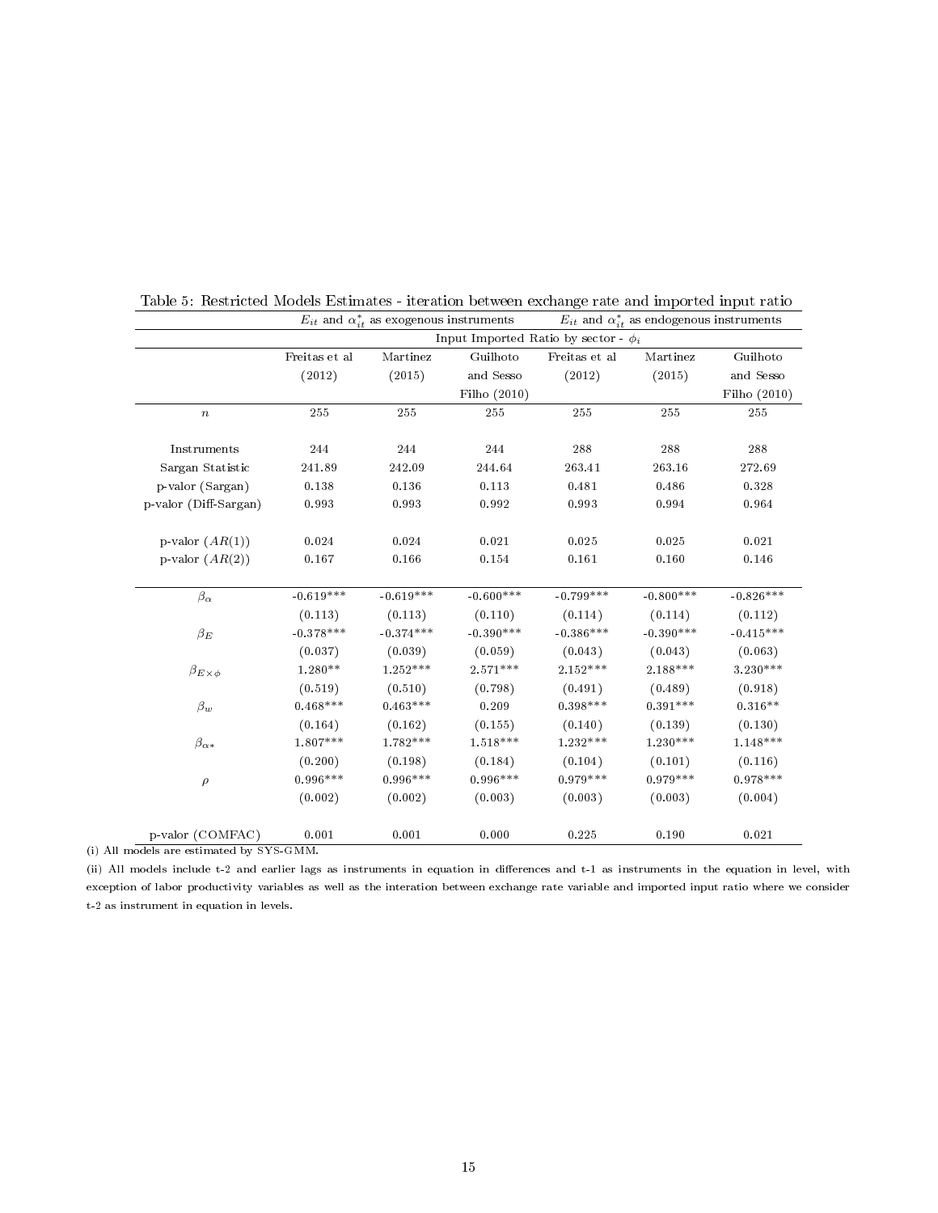Table 5: Restricted Models Estimates - iteration between exchange rate and imported input ratio

| | $E_{it}$ and $\alpha^*_{it}$ as exogenous instruments | | | $E_{it}$ and $\alpha^*_{it}$ as endogenous instruments | | |
|---|---|---|---|---|---|---|
| | Input Imported Ratio by sector - $\phi_i$ | | | | | |
| | Freitas et al (2012) | Martinez (2015) | Guilhoto and Sesso Filho (2010) | Freitas et al (2012) | Martinez (2015) | Guilhoto and Sesso Filho (2010) |
| $n$ | 255 | 255 | 255 | 255 | 255 | 255 |
| Instruments | 244 | 244 | 244 | 288 | 288 | 288 |
| Sargan Statistic | 241.89 | 242.09 | 244.64 | 263.41 | 263.16 | 272.69 |
| p-valor (Sargan) | 0.138 | 0.136 | 0.113 | 0.481 | 0.486 | 0.328 |
| p-valor (Diff-Sargan) | 0.993 | 0.993 | 0.992 | 0.993 | 0.994 | 0.964 |
| p-valor ($AR(1)$) | 0.024 | 0.024 | 0.021 | 0.025 | 0.025 | 0.021 |
| p-valor ($AR(2)$) | 0.167 | 0.166 | 0.154 | 0.161 | 0.160 | 0.146 |
| $\beta_\alpha$ | -0.619*** | -0.619*** | -0.600*** | -0.799*** | -0.800*** | -0.826*** |
| | (0.113) | (0.113) | (0.110) | (0.114) | (0.114) | (0.112) |
| $\beta_E$ | -0.378*** | -0.374*** | -0.390*** | -0.386*** | -0.390*** | -0.415*** |
| | (0.037) | (0.039) | (0.059) | (0.043) | (0.043) | (0.063) |
| $\beta_{E\times\phi}$ | 1.280** | 1.252*** | 2.571*** | 2.152*** | 2.188*** | 3.230*** |
| | (0.519) | (0.510) | (0.798) | (0.491) | (0.489) | (0.918) |
| $\beta_w$ | 0.468*** | 0.463*** | 0.209 | 0.398*** | 0.391*** | 0.316** |
| | (0.164) | (0.162) | (0.155) | (0.140) | (0.139) | (0.130) |
| $\beta_{\alpha*}$ | 1.807*** | 1.782*** | 1.518*** | 1.232*** | 1.230*** | 1.148*** |
| | (0.200) | (0.198) | (0.184) | (0.104) | (0.101) | (0.116) |
| $\rho$ | 0.996*** | 0.996*** | 0.996*** | 0.979*** | 0.979*** | 0.978*** |
| | (0.002) | (0.002) | (0.003) | (0.003) | (0.003) | (0.004) |
| p-valor (COMFAC) | 0.001 | 0.001 | 0.000 | 0.225 | 0.190 | 0.021 |

(i) All models are estimated by SYS-GMM.

(ii) All models include t-2 and earlier lags as instruments in equation in differences and t-1 as instruments in the equation in level, with exception of labor productivity variables as well as the interation between exchange rate variable and imported input ratio where we consider t-2 as instrument in equation in levels.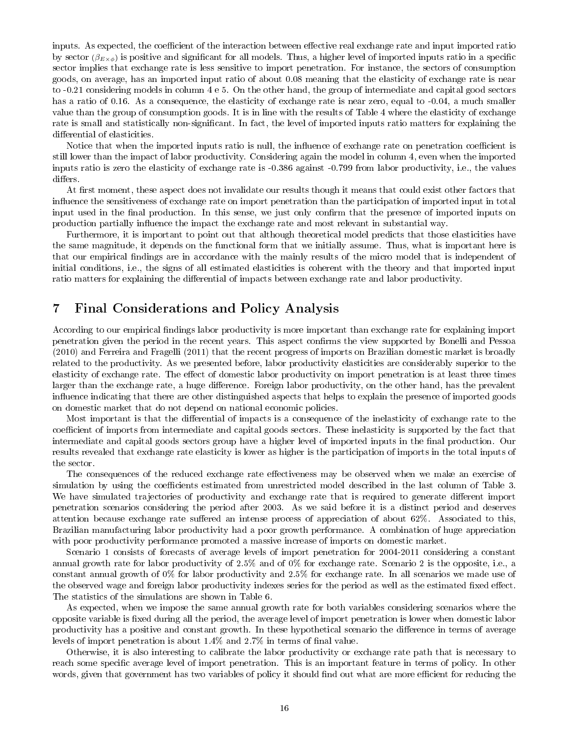inputs. As expected, the coefficient of the interaction between effective real exchange rate and input imported ratio by sector ($\beta_{E\times\phi}$) is positive and significant for all models. Thus, a higher level of imported inputs ratio in a specific sector implies that exchange rate is less sensitive to import penetration. For instance, the sectors of consumption goods, on average, has an imported input ratio of about 0.08 meaning that the elasticity of exchange rate is near to -0.21 considering models in column 4 e 5. On the other hand, the group of intermediate and capital good sectors has a ratio of 0.16. As a consequence, the elasticity of exchange rate is near zero, equal to -0.04, a much smaller value than the group of consumption goods. It is in line with the results of Table 4 where the elasticity of exchange rate is small and statistically non-significant. In fact, the level of imported inputs ratio matters for explaining the differential of elasticities.

Notice that when the imported inputs ratio is null, the influence of exchange rate on penetration coefficient is still lower than the impact of labor productivity. Considering again the model in column 4, even when the imported inputs ratio is zero the elasticity of exchange rate is -0.386 against -0.799 from labor productivity, i.e., the values differs.

At first moment, these aspect does not invalidate our results though it means that could exist other factors that influence the sensitiveness of exchange rate on import penetration than the participation of imported input in total input used in the final production. In this sense, we just only confirm that the presence of imported inputs on production partially influence the impact the exchange rate and most relevant in substantial way.

Furthermore, it is important to point out that although theoretical model predicts that those elasticities have the same magnitude, it depends on the functional form that we initially assume. Thus, what is important here is that our empirical findings are in accordance with the mainly results of the micro model that is independent of initial conditions, i.e., the signs of all estimated elasticities is coherent with the theory and that imported input ratio matters for explaining the differential of impacts between exchange rate and labor productivity.

# 7 Final Considerations and Policy Analysis

According to our empirical findings labor productivity is more important than exchange rate for explaining import penetration given the period in the recent years. This aspect confirms the view supported by Bonelli and Pessoa (2010) and Ferreira and Fragelli (2011) that the recent progress of imports on Brazilian domestic market is broadly related to the productivity. As we presented before, labor productivity elasticities are considerably superior to the elasticity of exchange rate. The effect of domestic labor productivity on import penetration is at least three times larger than the exchange rate, a huge difference. Foreign labor productivity, on the other hand, has the prevalent influence indicating that there are other distinguished aspects that helps to explain the presence of imported goods on domestic market that do not depend on national economic policies.

Most important is that the differential of impacts is a consequence of the inelasticity of exchange rate to the coefficient of imports from intermediate and capital goods sectors. These inelasticity is supported by the fact that intermediate and capital goods sectors group have a higher level of imported inputs in the final production. Our results revealed that exchange rate elasticity is lower as higher is the participation of imports in the total inputs of the sector.

The consequences of the reduced exchange rate effectiveness may be observed when we make an exercise of simulation by using the coefficients estimated from unrestricted model described in the last column of Table 3. We have simulated trajectories of productivity and exchange rate that is required to generate different import penetration scenarios considering the period after 2003. As we said before it is a distinct period and deserves attention because exchange rate suffered an intense process of appreciation of about 62%. Associated to this, Brazilian manufacturing labor productivity had a poor growth performance. A combination of huge appreciation with poor productivity performance promoted a massive increase of imports on domestic market.

Scenario 1 consists of forecasts of average levels of import penetration for 2004-2011 considering a constant annual growth rate for labor productivity of 2.5% and of 0% for exchange rate. Scenario 2 is the opposite, i.e., a constant annual growth of 0% for labor productivity and 2.5% for exchange rate. In all scenarios we made use of the observed wage and foreign labor productivity indexes series for the period as well as the estimated fixed effect. The statistics of the simulations are shown in Table 6.

As expected, when we impose the same annual growth rate for both variables considering scenarios where the opposite variable is fixed during all the period, the average level of import penetration is lower when domestic labor productivity has a positive and constant growth. In these hypothetical scenario the difference in terms of average levels of import penetration is about 1.4% and 2.7% in terms of final value.

Otherwise, it is also interesting to calibrate the labor productivity or exchange rate path that is necessary to reach some specific average level of import penetration. This is an important feature in terms of policy. In other words, given that government has two variables of policy it should find out what are more efficient for reducing the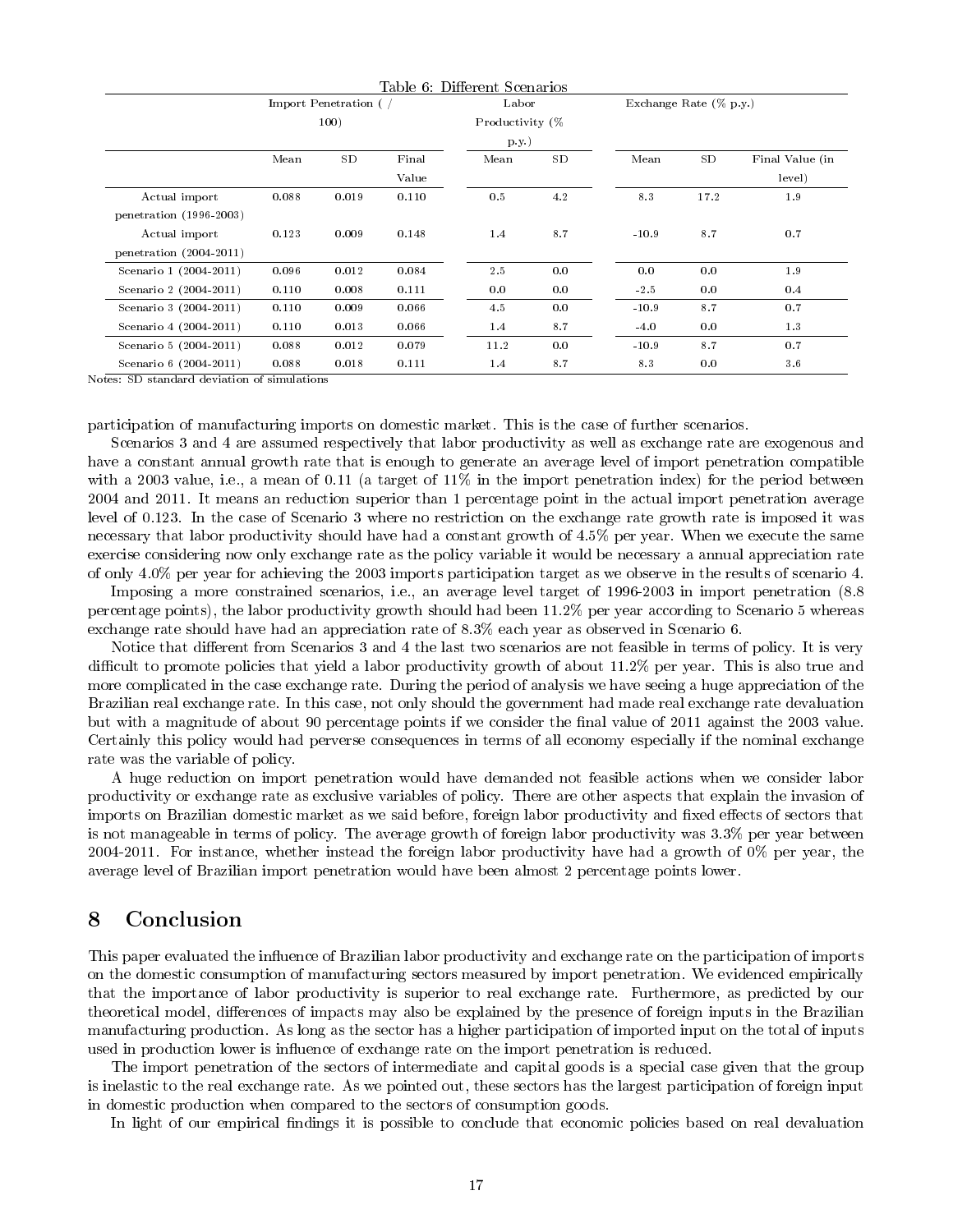Table 6: Different Scenarios

| | Import Penetration ( / 100) | | | Labor Productivity (% p.y.) | | Exchange Rate (% p.y.) | | |
|---|---|---|---|---|---|---|---|---|
| | Mean | SD | Final Value | Mean | SD | Mean | SD | Final Value (in level) |
| Actual import penetration (1996-2003) | 0.088 | 0.019 | 0.110 | 0.5 | 4.2 | 8.3 | 17.2 | 1.9 |
| Actual import penetration (2004-2011) | 0.123 | 0.009 | 0.148 | 1.4 | 8.7 | -10.9 | 8.7 | 0.7 |
| Scenario 1 (2004-2011) | 0.096 | 0.012 | 0.084 | 2.5 | 0.0 | 0.0 | 0.0 | 1.9 |
| Scenario 2 (2004-2011) | 0.110 | 0.008 | 0.111 | 0.0 | 0.0 | -2.5 | 0.0 | 0.4 |
| Scenario 3 (2004-2011) | 0.110 | 0.009 | 0.066 | 4.5 | 0.0 | -10.9 | 8.7 | 0.7 |
| Scenario 4 (2004-2011) | 0.110 | 0.013 | 0.066 | 1.4 | 8.7 | -4.0 | 0.0 | 1.3 |
| Scenario 5 (2004-2011) | 0.088 | 0.012 | 0.079 | 11.2 | 0.0 | -10.9 | 8.7 | 0.7 |
| Scenario 6 (2004-2011) | 0.088 | 0.018 | 0.111 | 1.4 | 8.7 | 8.3 | 0.0 | 3.6 |

Notes: SD standard deviation of simulations

participation of manufacturing imports on domestic market. This is the case of further scenarios.

Scenarios 3 and 4 are assumed respectively that labor productivity as well as exchange rate are exogenous and have a constant annual growth rate that is enough to generate an average level of import penetration compatible with a 2003 value, i.e., a mean of 0.11 (a target of 11% in the import penetration index) for the period between 2004 and 2011. It means an reduction superior than 1 percentage point in the actual import penetration average level of 0.123. In the case of Scenario 3 where no restriction on the exchange rate growth rate is imposed it was necessary that labor productivity should have had a constant growth of 4.5% per year. When we execute the same exercise considering now only exchange rate as the policy variable it would be necessary a annual appreciation rate of only 4.0% per year for achieving the 2003 imports participation target as we observe in the results of scenario 4.

Imposing a more constrained scenarios, i.e., an average level target of 1996-2003 in import penetration (8.8 percentage points), the labor productivity growth should had been 11.2% per year according to Scenario 5 whereas exchange rate should have had an appreciation rate of 8.3% each year as observed in Scenario 6.

Notice that different from Scenarios 3 and 4 the last two scenarios are not feasible in terms of policy. It is very difficult to promote policies that yield a labor productivity growth of about 11.2% per year. This is also true and more complicated in the case exchange rate. During the period of analysis we have seeing a huge appreciation of the Brazilian real exchange rate. In this case, not only should the government had made real exchange rate devaluation but with a magnitude of about 90 percentage points if we consider the final value of 2011 against the 2003 value. Certainly this policy would had perverse consequences in terms of all economy especially if the nominal exchange rate was the variable of policy.

A huge reduction on import penetration would have demanded not feasible actions when we consider labor productivity or exchange rate as exclusive variables of policy. There are other aspects that explain the invasion of imports on Brazilian domestic market as we said before, foreign labor productivity and fixed effects of sectors that is not manageable in terms of policy. The average growth of foreign labor productivity was 3.3% per year between 2004-2011. For instance, whether instead the foreign labor productivity have had a growth of 0% per year, the average level of Brazilian import penetration would have been almost 2 percentage points lower.

# 8 Conclusion

This paper evaluated the influence of Brazilian labor productivity and exchange rate on the participation of imports on the domestic consumption of manufacturing sectors measured by import penetration. We evidenced empirically that the importance of labor productivity is superior to real exchange rate. Furthermore, as predicted by our theoretical model, differences of impacts may also be explained by the presence of foreign inputs in the Brazilian manufacturing production. As long as the sector has a higher participation of imported input on the total of inputs used in production lower is influence of exchange rate on the import penetration is reduced.

The import penetration of the sectors of intermediate and capital goods is a special case given that the group is inelastic to the real exchange rate. As we pointed out, these sectors has the largest participation of foreign input in domestic production when compared to the sectors of consumption goods.

In light of our empirical findings it is possible to conclude that economic policies based on real devaluation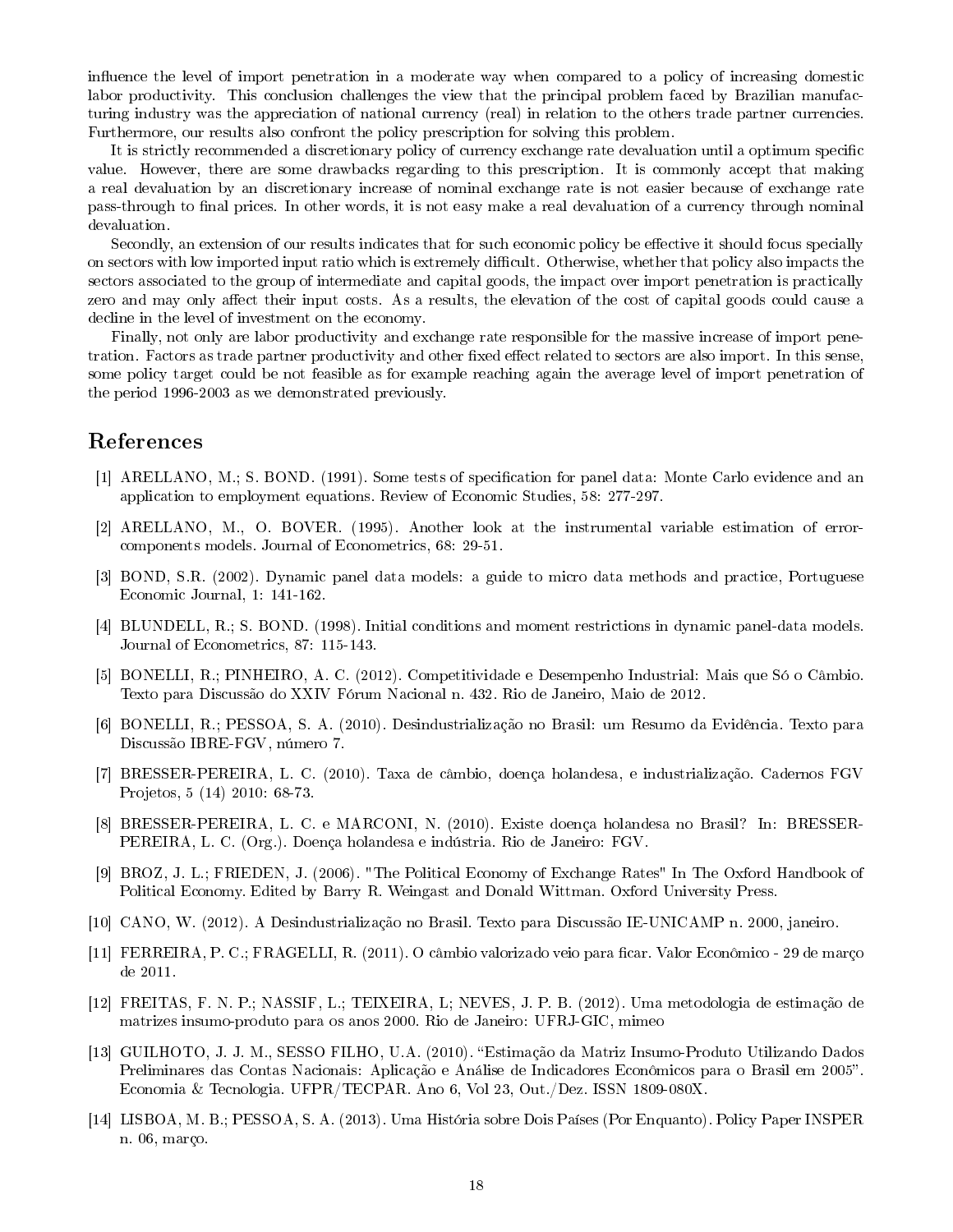influence the level of import penetration in a moderate way when compared to a policy of increasing domestic labor productivity. This conclusion challenges the view that the principal problem faced by Brazilian manufacturing industry was the appreciation of national currency (real) in relation to the others trade partner currencies. Furthermore, our results also confront the policy prescription for solving this problem.

It is strictly recommended a discretionary policy of currency exchange rate devaluation until a optimum specific value. However, there are some drawbacks regarding to this prescription. It is commonly accept that making a real devaluation by an discretionary increase of nominal exchange rate is not easier because of exchange rate pass-through to final prices. In other words, it is not easy make a real devaluation of a currency through nominal devaluation.

Secondly, an extension of our results indicates that for such economic policy be effective it should focus specially on sectors with low imported input ratio which is extremely difficult. Otherwise, whether that policy also impacts the sectors associated to the group of intermediate and capital goods, the impact over import penetration is practically zero and may only affect their input costs. As a results, the elevation of the cost of capital goods could cause a decline in the level of investment on the economy.

Finally, not only are labor productivity and exchange rate responsible for the massive increase of import penetration. Factors as trade partner productivity and other fixed effect related to sectors are also import. In this sense, some policy target could be not feasible as for example reaching again the average level of import penetration of the period 1996-2003 as we demonstrated previously.

## References

[1] ARELLANO, M.; S. BOND. (1991). Some tests of specification for panel data: Monte Carlo evidence and an application to employment equations. Review of Economic Studies, 58: 277-297.

[2] ARELLANO, M., O. BOVER. (1995). Another look at the instrumental variable estimation of error-components models. Journal of Econometrics, 68: 29-51.

[3] BOND, S.R. (2002). Dynamic panel data models: a guide to micro data methods and practice, Portuguese Economic Journal, 1: 141-162.

[4] BLUNDELL, R.; S. BOND. (1998). Initial conditions and moment restrictions in dynamic panel-data models. Journal of Econometrics, 87: 115-143.

[5] BONELLI, R.; PINHEIRO, A. C. (2012). Competitividade e Desempenho Industrial: Mais que Só o Câmbio. Texto para Discussão do XXIV Fórum Nacional n. 432. Rio de Janeiro, Maio de 2012.

[6] BONELLI, R.; PESSOA, S. A. (2010). Desindustrialização no Brasil: um Resumo da Evidência. Texto para Discussão IBRE-FGV, número 7.

[7] BRESSER-PEREIRA, L. C. (2010). Taxa de câmbio, doença holandesa, e industrialização. Cadernos FGV Projetos, 5 (14) 2010: 68-73.

[8] BRESSER-PEREIRA, L. C. e MARCONI, N. (2010). Existe doença holandesa no Brasil? In: BRESSER-PEREIRA, L. C. (Org.). Doença holandesa e indústria. Rio de Janeiro: FGV.

[9] BROZ, J. L.; FRIEDEN, J. (2006). "The Political Economy of Exchange Rates" In The Oxford Handbook of Political Economy. Edited by Barry R. Weingast and Donald Wittman. Oxford University Press.

[10] CANO, W. (2012). A Desindustrialização no Brasil. Texto para Discussão IE-UNICAMP n. 2000, janeiro.

[11] FERREIRA, P. C.; FRAGELLI, R. (2011). O câmbio valorizado veio para ficar. Valor Econômico - 29 de março de 2011.

[12] FREITAS, F. N. P.; NASSIF, L.; TEIXEIRA, L; NEVES, J. P. B. (2012). Uma metodologia de estimação de matrizes insumo-produto para os anos 2000. Rio de Janeiro: UFRJ-GIC, mimeo

[13] GUILHOTO, J. J. M., SESSO FILHO, U.A. (2010). "Estimação da Matriz Insumo-Produto Utilizando Dados Preliminares das Contas Nacionais: Aplicação e Análise de Indicadores Econômicos para o Brasil em 2005". Economia & Tecnologia. UFPR/TECPAR. Ano 6, Vol 23, Out./Dez. ISSN 1809-080X.

[14] LISBOA, M. B.; PESSOA, S. A. (2013). Uma História sobre Dois Países (Por Enquanto). Policy Paper INSPER n. 06, março.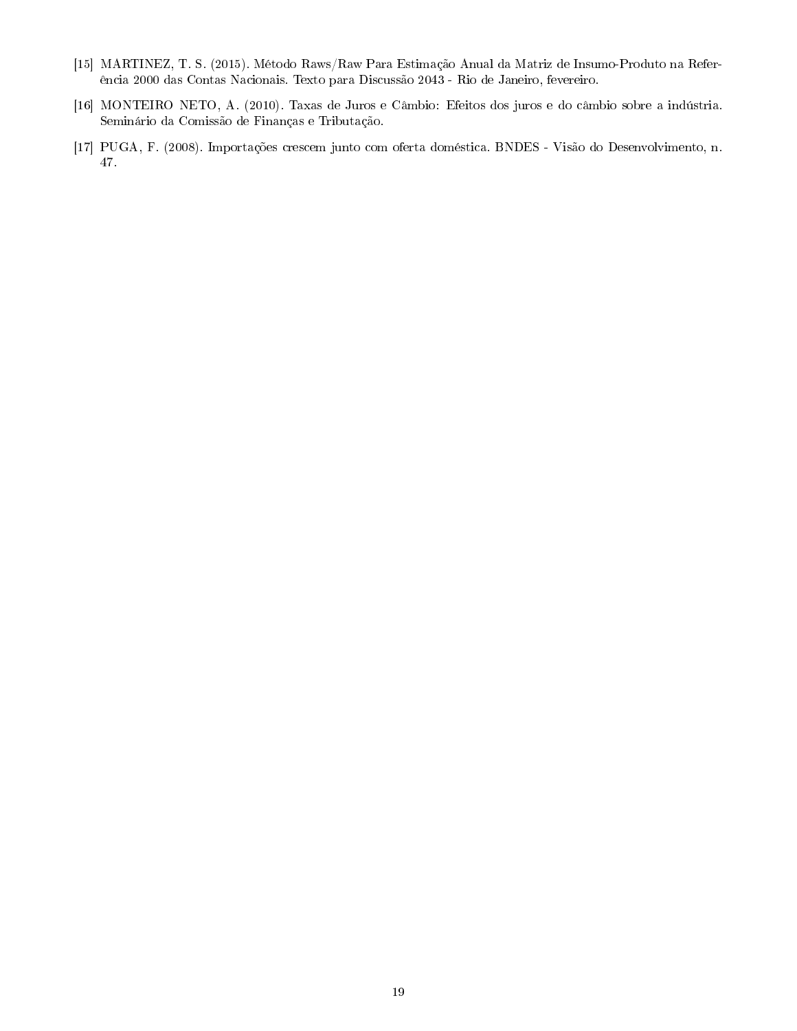[15] MARTINEZ, T. S. (2015). Método Raws/Raw Para Estimação Anual da Matriz de Insumo-Produto na Referência 2000 das Contas Nacionais. Texto para Discussão 2043 - Rio de Janeiro, fevereiro.

[16] MONTEIRO NETO, A. (2010). Taxas de Juros e Câmbio: Efeitos dos juros e do câmbio sobre a indústria. Seminário da Comissão de Finanças e Tributação.

[17] PUGA, F. (2008). Importações crescem junto com oferta doméstica. BNDES - Visão do Desenvolvimento, n. 47.